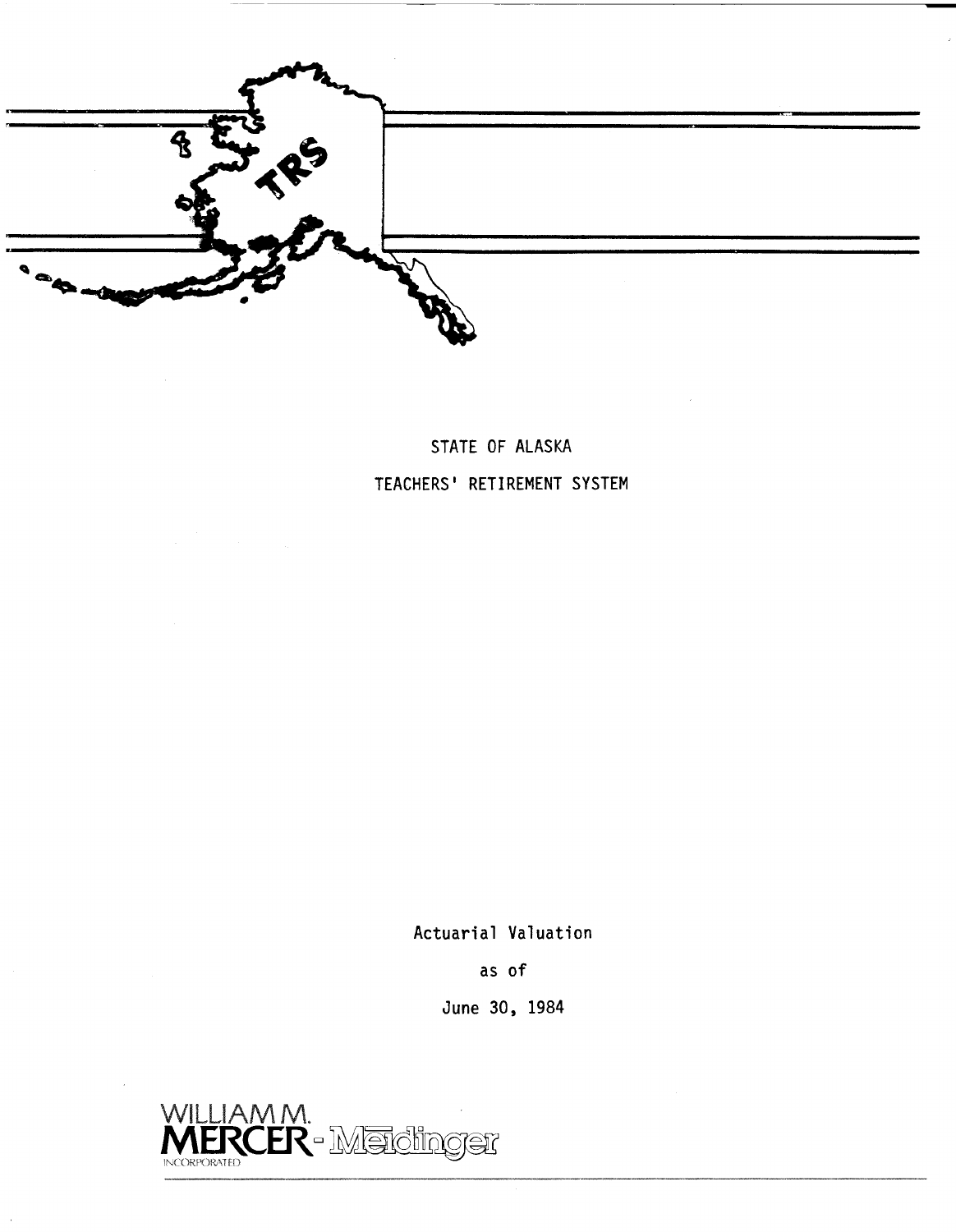TRS

# STATE OF ALASKA

# TEACHERS' RETIREMENT SYSTEM

Actuarial Valuation

as of

June 30, 1984

WILLIAM M. MERCER - Meidinger INCORPORATED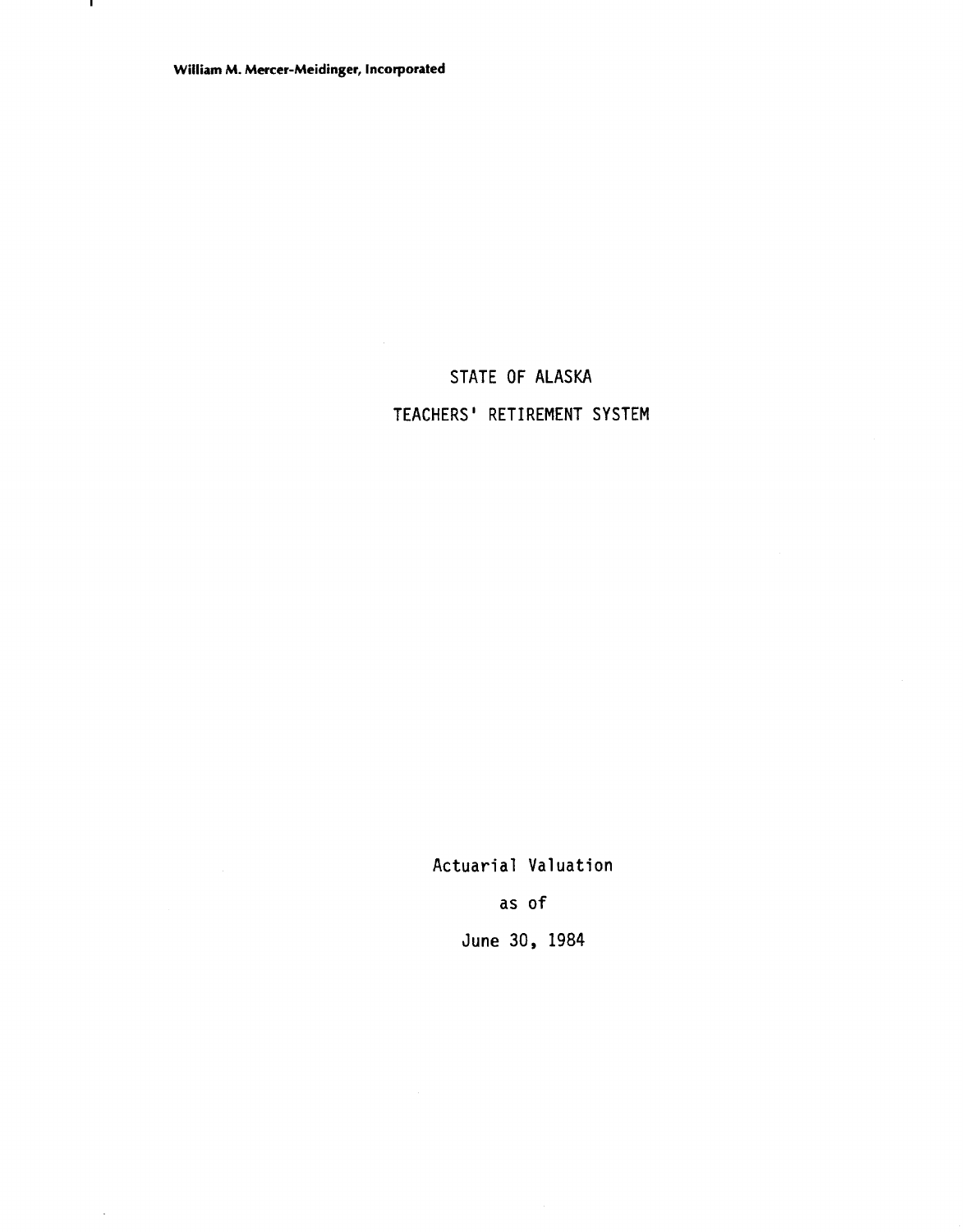William M. Mercer-Meidinger, Incorporated

# STATE OF ALASKA

# TEACHERS' RETIREMENT SYSTEM

Actuarial Valuation

as of

June 30, 1984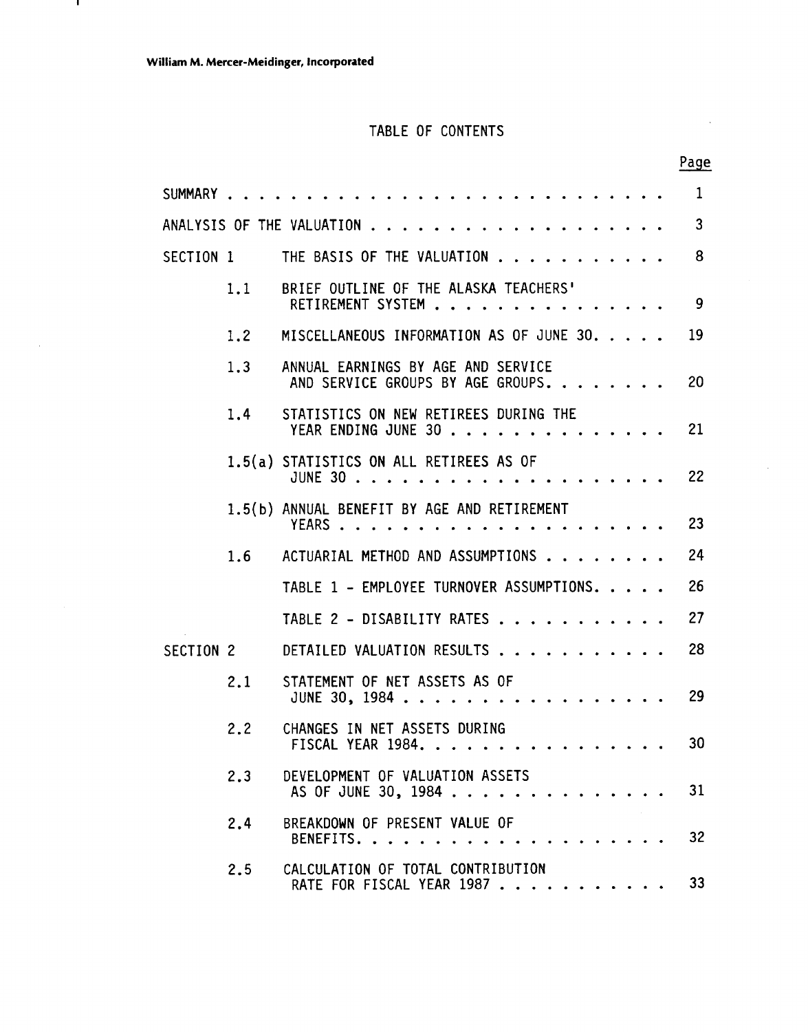William M. Mercer-Meidinger, Incorporated

# TABLE OF CONTENTS

| | | Page |
|---|---|---|
| SUMMARY | | 1 |
| ANALYSIS OF THE VALUATION | | 3 |
| SECTION 1 | THE BASIS OF THE VALUATION | 8 |
| 1.1 | BRIEF OUTLINE OF THE ALASKA TEACHERS' RETIREMENT SYSTEM | 9 |
| 1.2 | MISCELLANEOUS INFORMATION AS OF JUNE 30 | 19 |
| 1.3 | ANNUAL EARNINGS BY AGE AND SERVICE AND SERVICE GROUPS BY AGE GROUPS | 20 |
| 1.4 | STATISTICS ON NEW RETIREES DURING THE YEAR ENDING JUNE 30 | 21 |
| 1.5(a) | STATISTICS ON ALL RETIREES AS OF JUNE 30 | 22 |
| 1.5(b) | ANNUAL BENEFIT BY AGE AND RETIREMENT YEARS | 23 |
| 1.6 | ACTUARIAL METHOD AND ASSUMPTIONS | 24 |
| | TABLE 1 - EMPLOYEE TURNOVER ASSUMPTIONS | 26 |
| | TABLE 2 - DISABILITY RATES | 27 |
| SECTION 2 | DETAILED VALUATION RESULTS | 28 |
| 2.1 | STATEMENT OF NET ASSETS AS OF JUNE 30, 1984 | 29 |
| 2.2 | CHANGES IN NET ASSETS DURING FISCAL YEAR 1984 | 30 |
| 2.3 | DEVELOPMENT OF VALUATION ASSETS AS OF JUNE 30, 1984 | 31 |
| 2.4 | BREAKDOWN OF PRESENT VALUE OF BENEFITS | 32 |
| 2.5 | CALCULATION OF TOTAL CONTRIBUTION RATE FOR FISCAL YEAR 1987 | 33 |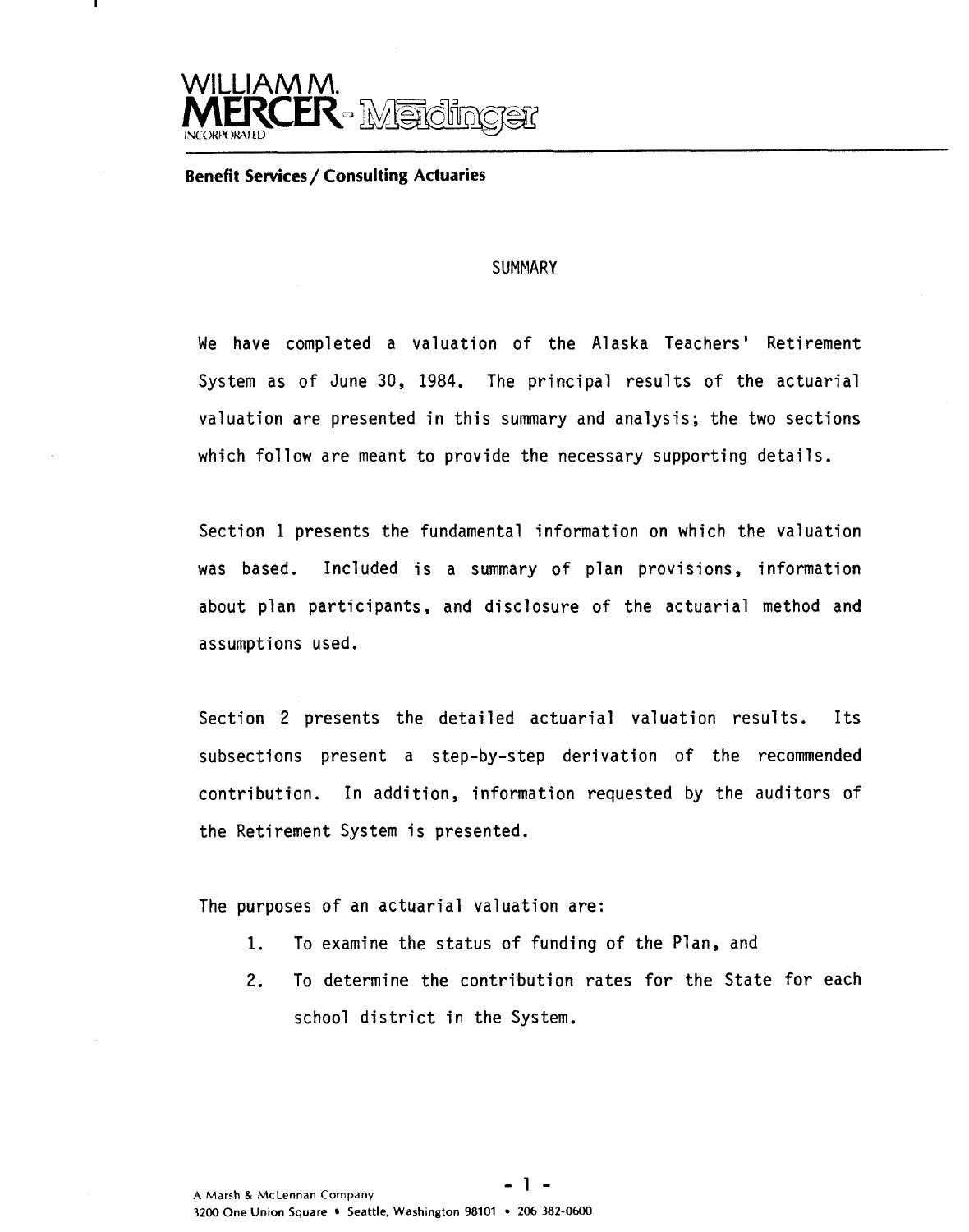WILLIAM M.
**MERCER**-Meidinger
INCORPORATED

**Benefit Services / Consulting Actuaries**

## SUMMARY

We have completed a valuation of the Alaska Teachers' Retirement System as of June 30, 1984. The principal results of the actuarial valuation are presented in this summary and analysis; the two sections which follow are meant to provide the necessary supporting details.

Section 1 presents the fundamental information on which the valuation was based. Included is a summary of plan provisions, information about plan participants, and disclosure of the actuarial method and assumptions used.

Section 2 presents the detailed actuarial valuation results. Its subsections present a step-by-step derivation of the recommended contribution. In addition, information requested by the auditors of the Retirement System is presented.

The purposes of an actuarial valuation are:

1. To examine the status of funding of the Plan, and
2. To determine the contribution rates for the State for each school district in the System.

A Marsh & McLennan Company
3200 One Union Square • Seattle, Washington 98101 • 206 382-0600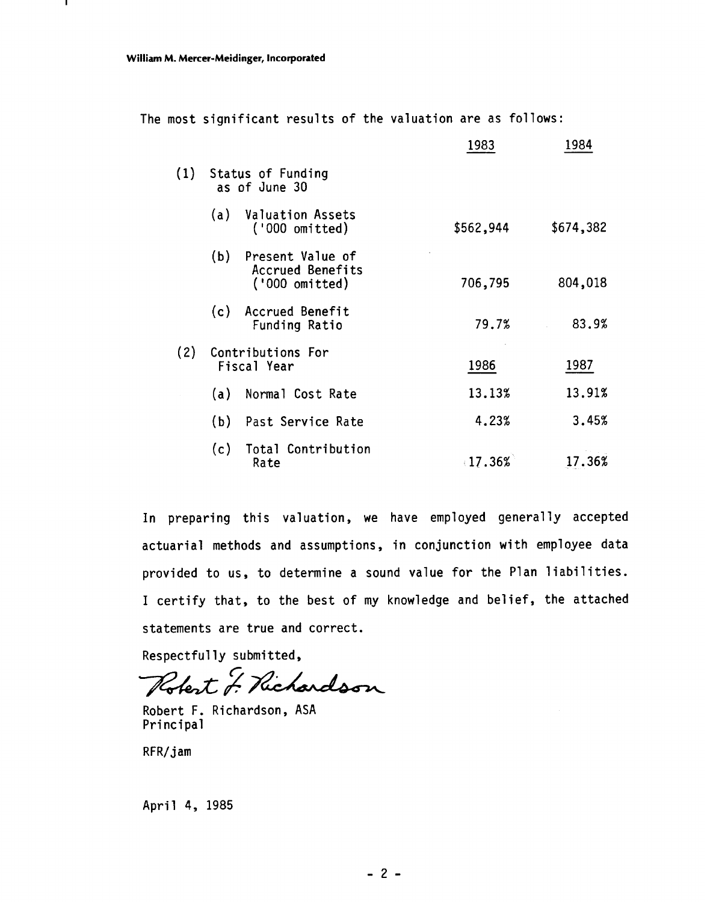William M. Mercer-Meidinger, Incorporated

The most significant results of the valuation are as follows:

| | 1983 | 1984 |
|---|---|---|
| (1) Status of Funding as of June 30 | | |
| (a) Valuation Assets ('000 omitted) | $562,944 | $674,382 |
| (b) Present Value of Accrued Benefits ('000 omitted) | 706,795 | 804,018 |
| (c) Accrued Benefit Funding Ratio | 79.7% | 83.9% |
| (2) Contributions For Fiscal Year | 1986 | 1987 |
| (a) Normal Cost Rate | 13.13% | 13.91% |
| (b) Past Service Rate | 4.23% | 3.45% |
| (c) Total Contribution Rate | 17.36% | 17.36% |

In preparing this valuation, we have employed generally accepted actuarial methods and assumptions, in conjunction with employee data provided to us, to determine a sound value for the Plan liabilities. I certify that, to the best of my knowledge and belief, the attached statements are true and correct.

Respectfully submitted,

Robert F. Richardson

Robert F. Richardson, ASA
Principal

RFR/jam

April 4, 1985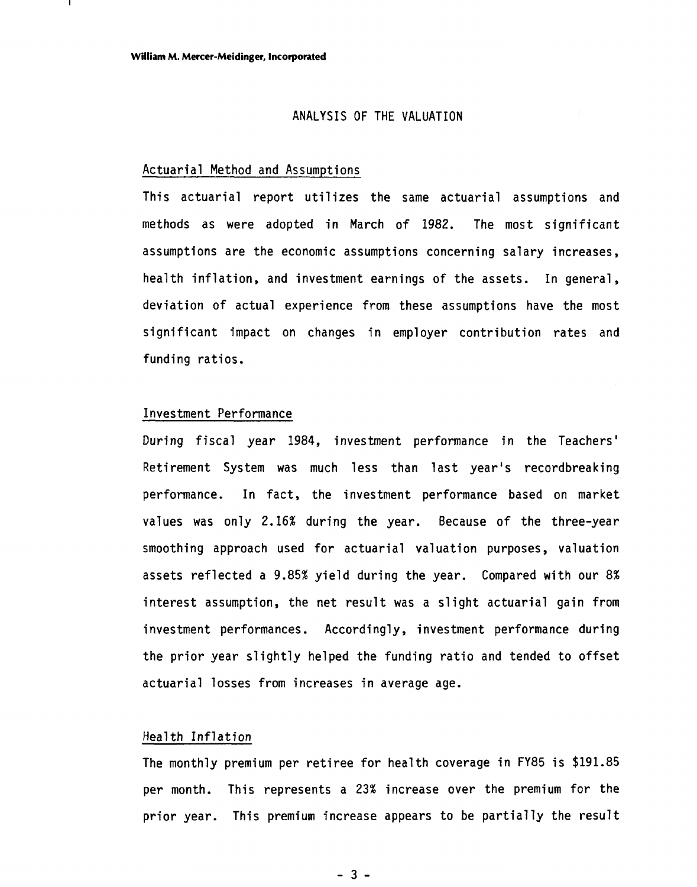## ANALYSIS OF THE VALUATION

### Actuarial Method and Assumptions

This actuarial report utilizes the same actuarial assumptions and methods as were adopted in March of 1982. The most significant assumptions are the economic assumptions concerning salary increases, health inflation, and investment earnings of the assets. In general, deviation of actual experience from these assumptions have the most significant impact on changes in employer contribution rates and funding ratios.

### Investment Performance

During fiscal year 1984, investment performance in the Teachers' Retirement System was much less than last year's recordbreaking performance. In fact, the investment performance based on market values was only 2.16% during the year. Because of the three-year smoothing approach used for actuarial valuation purposes, valuation assets reflected a 9.85% yield during the year. Compared with our 8% interest assumption, the net result was a slight actuarial gain from investment performances. Accordingly, investment performance during the prior year slightly helped the funding ratio and tended to offset actuarial losses from increases in average age.

### Health Inflation

The monthly premium per retiree for health coverage in FY85 is $191.85 per month. This represents a 23% increase over the premium for the prior year. This premium increase appears to be partially the result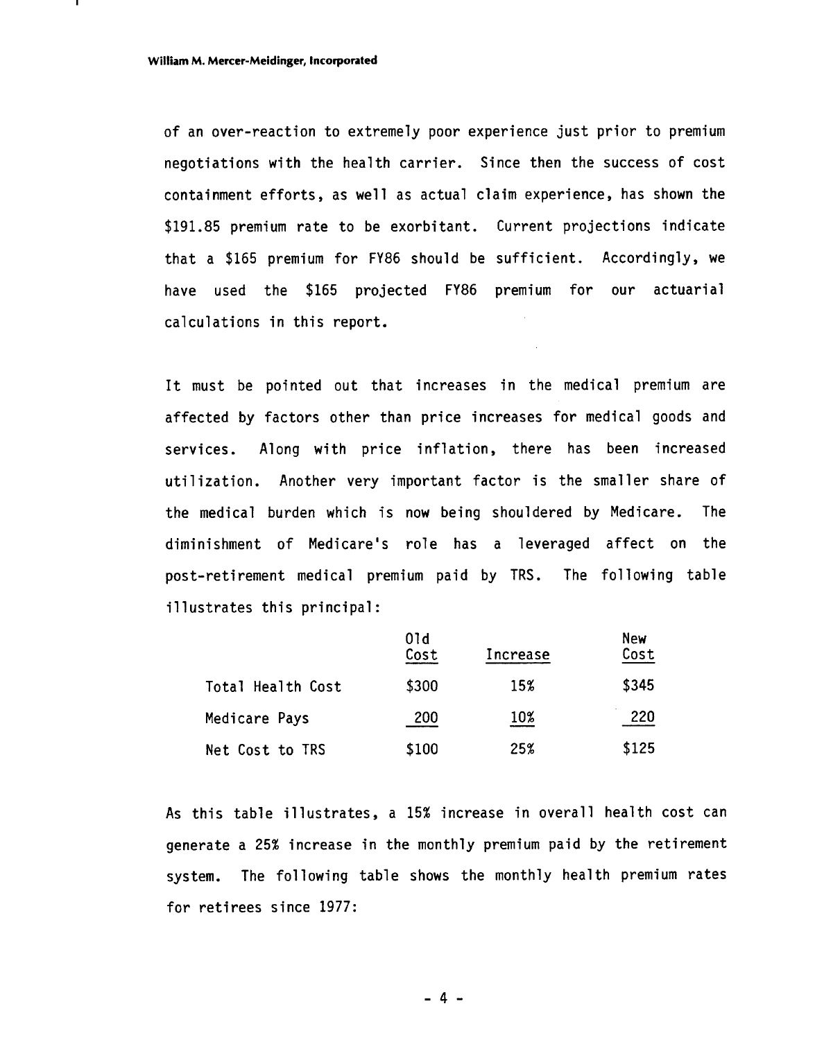of an over-reaction to extremely poor experience just prior to premium negotiations with the health carrier. Since then the success of cost containment efforts, as well as actual claim experience, has shown the $191.85 premium rate to be exorbitant. Current projections indicate that a $165 premium for FY86 should be sufficient. Accordingly, we have used the $165 projected FY86 premium for our actuarial calculations in this report.

It must be pointed out that increases in the medical premium are affected by factors other than price increases for medical goods and services. Along with price inflation, there has been increased utilization. Another very important factor is the smaller share of the medical burden which is now being shouldered by Medicare. The diminishment of Medicare's role has a leveraged affect on the post-retirement medical premium paid by TRS. The following table illustrates this principal:

| | Old Cost | Increase | New Cost |
|---|---|---|---|
| Total Health Cost | $300 | 15% | $345 |
| Medicare Pays | 200 | 10% | 220 |
| Net Cost to TRS | $100 | 25% | $125 |

As this table illustrates, a 15% increase in overall health cost can generate a 25% increase in the monthly premium paid by the retirement system. The following table shows the monthly health premium rates for retirees since 1977: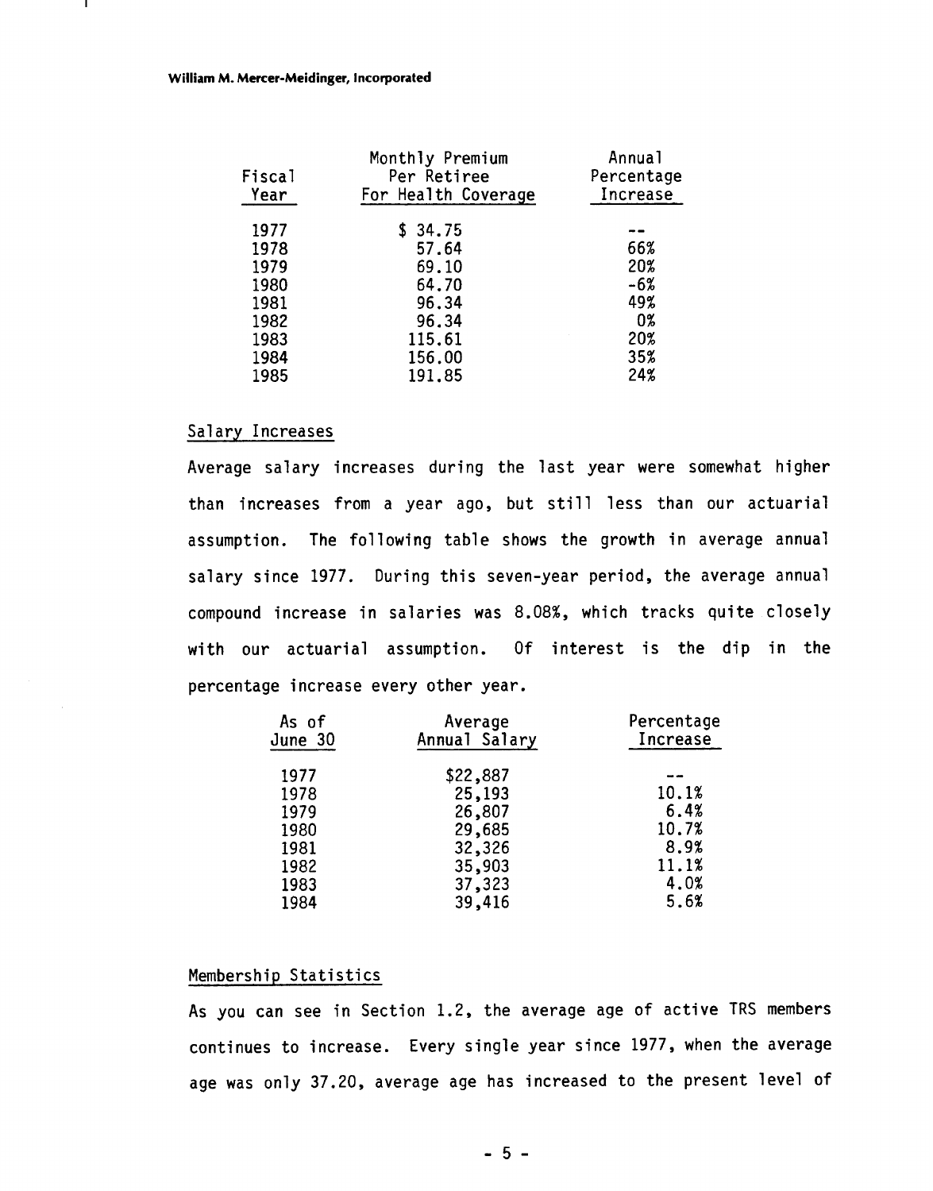| Fiscal Year | Monthly Premium Per Retiree For Health Coverage | Annual Percentage Increase |
|---|---|---|
| 1977 | $ 34.75 | -- |
| 1978 | 57.64 | 66% |
| 1979 | 69.10 | 20% |
| 1980 | 64.70 | -6% |
| 1981 | 96.34 | 49% |
| 1982 | 96.34 | 0% |
| 1983 | 115.61 | 20% |
| 1984 | 156.00 | 35% |
| 1985 | 191.85 | 24% |

## Salary Increases

Average salary increases during the last year were somewhat higher than increases from a year ago, but still less than our actuarial assumption. The following table shows the growth in average annual salary since 1977. During this seven-year period, the average annual compound increase in salaries was 8.08%, which tracks quite closely with our actuarial assumption. Of interest is the dip in the percentage increase every other year.

| As of June 30 | Average Annual Salary | Percentage Increase |
|---|---|---|
| 1977 | $22,887 | -- |
| 1978 | 25,193 | 10.1% |
| 1979 | 26,807 | 6.4% |
| 1980 | 29,685 | 10.7% |
| 1981 | 32,326 | 8.9% |
| 1982 | 35,903 | 11.1% |
| 1983 | 37,323 | 4.0% |
| 1984 | 39,416 | 5.6% |

## Membership Statistics

As you can see in Section 1.2, the average age of active TRS members continues to increase. Every single year since 1977, when the average age was only 37.20, average age has increased to the present level of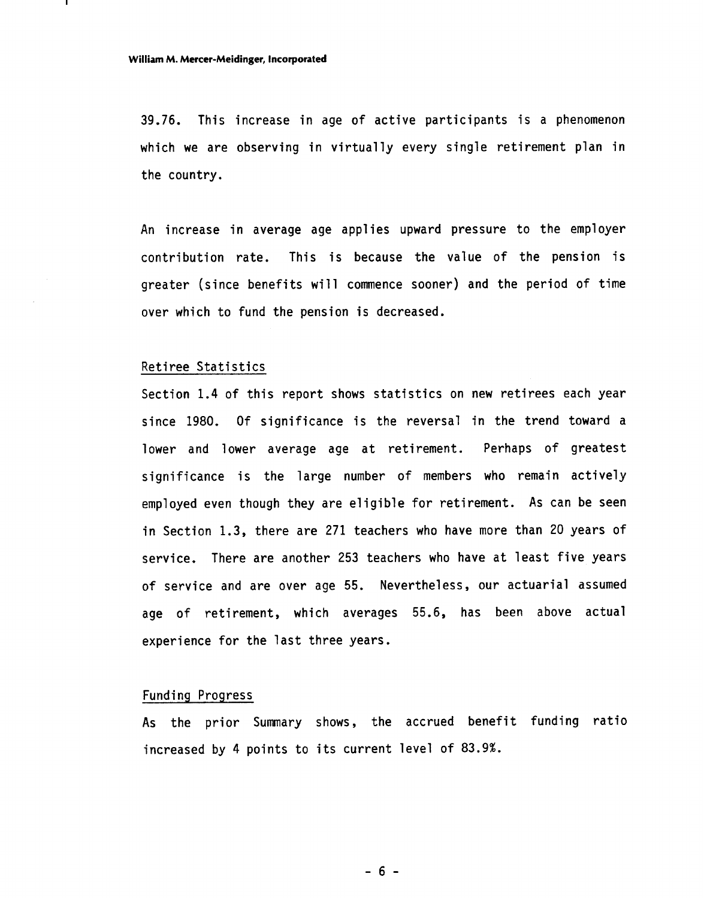39.76. This increase in age of active participants is a phenomenon which we are observing in virtually every single retirement plan in the country.

An increase in average age applies upward pressure to the employer contribution rate. This is because the value of the pension is greater (since benefits will commence sooner) and the period of time over which to fund the pension is decreased.

Retiree Statistics

Section 1.4 of this report shows statistics on new retirees each year since 1980. Of significance is the reversal in the trend toward a lower and lower average age at retirement. Perhaps of greatest significance is the large number of members who remain actively employed even though they are eligible for retirement. As can be seen in Section 1.3, there are 271 teachers who have more than 20 years of service. There are another 253 teachers who have at least five years of service and are over age 55. Nevertheless, our actuarial assumed age of retirement, which averages 55.6, has been above actual experience for the last three years.

Funding Progress

As the prior Summary shows, the accrued benefit funding ratio increased by 4 points to its current level of 83.9%.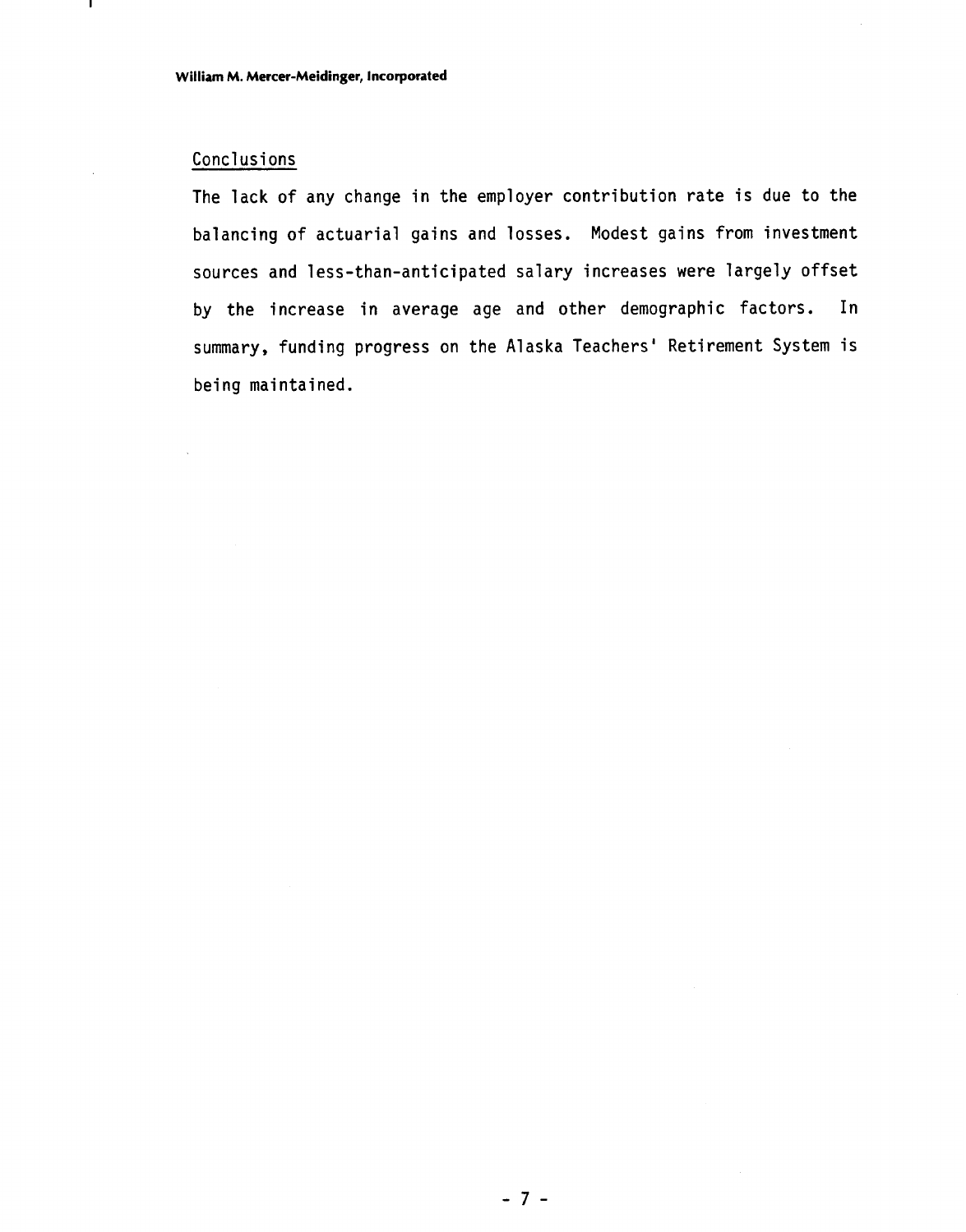## Conclusions

The lack of any change in the employer contribution rate is due to the balancing of actuarial gains and losses. Modest gains from investment sources and less-than-anticipated salary increases were largely offset by the increase in average age and other demographic factors. In summary, funding progress on the Alaska Teachers' Retirement System is being maintained.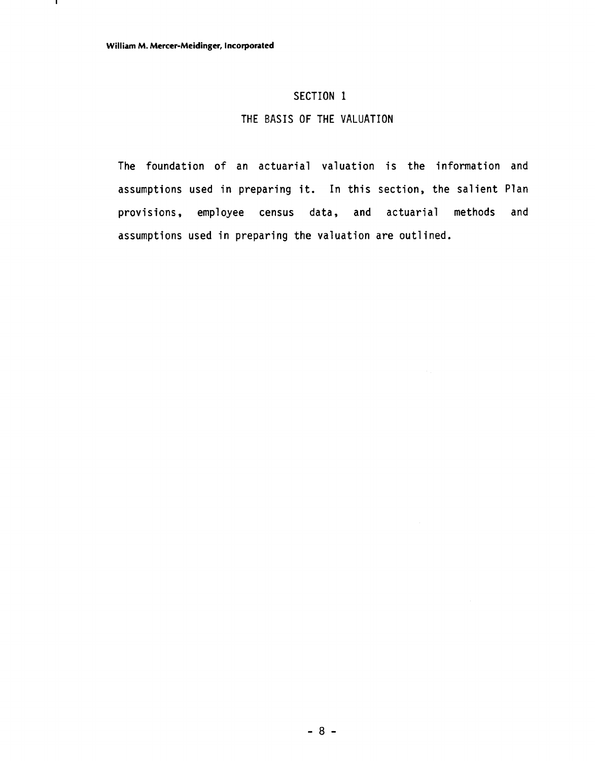# SECTION 1

## THE BASIS OF THE VALUATION

The foundation of an actuarial valuation is the information and assumptions used in preparing it. In this section, the salient Plan provisions, employee census data, and actuarial methods and assumptions used in preparing the valuation are outlined.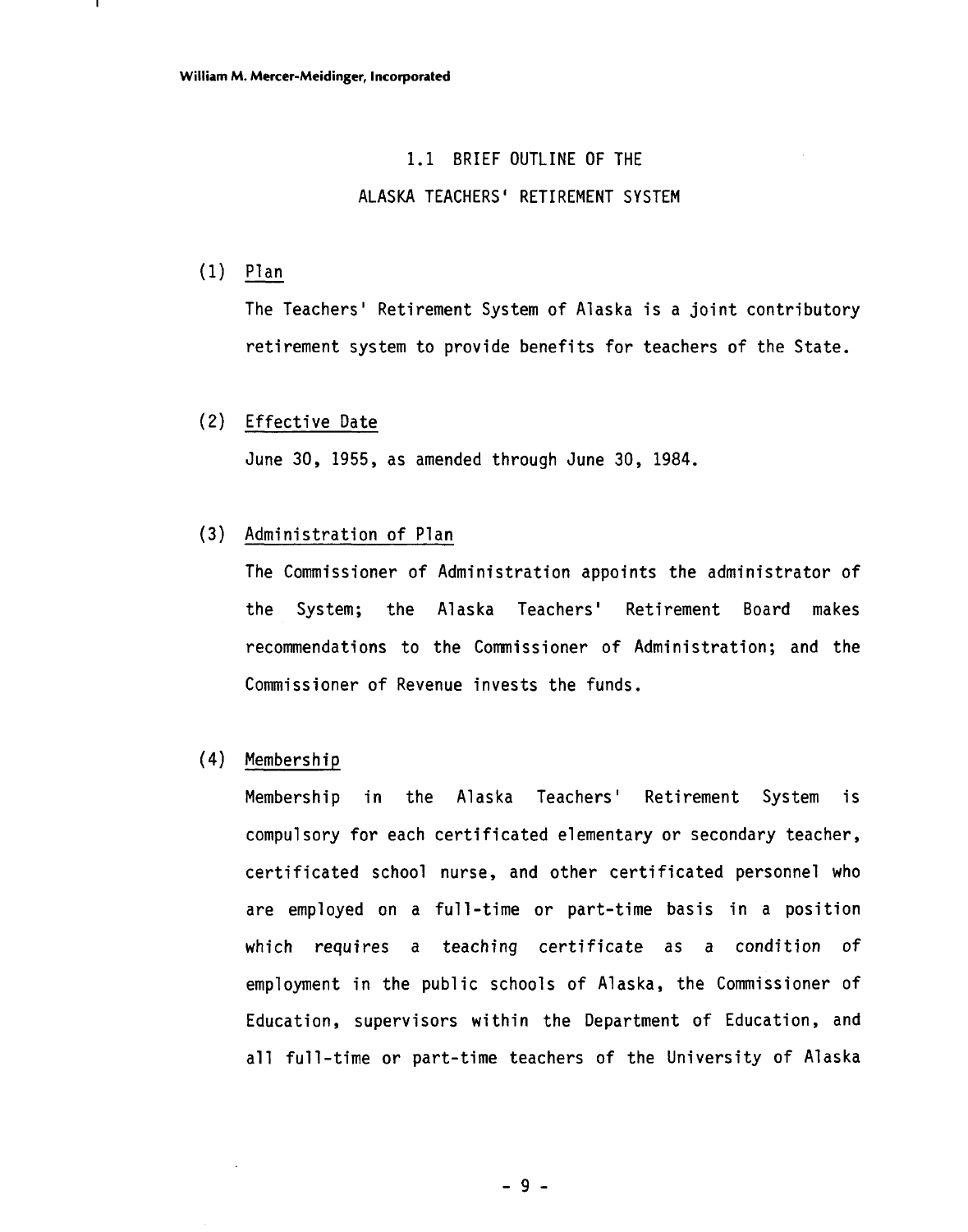## 1.1 BRIEF OUTLINE OF THE ALASKA TEACHERS' RETIREMENT SYSTEM

(1) Plan

The Teachers' Retirement System of Alaska is a joint contributory retirement system to provide benefits for teachers of the State.

(2) Effective Date

June 30, 1955, as amended through June 30, 1984.

(3) Administration of Plan

The Commissioner of Administration appoints the administrator of the System; the Alaska Teachers' Retirement Board makes recommendations to the Commissioner of Administration; and the Commissioner of Revenue invests the funds.

(4) Membership

Membership in the Alaska Teachers' Retirement System is compulsory for each certificated elementary or secondary teacher, certificated school nurse, and other certificated personnel who are employed on a full-time or part-time basis in a position which requires a teaching certificate as a condition of employment in the public schools of Alaska, the Commissioner of Education, supervisors within the Department of Education, and all full-time or part-time teachers of the University of Alaska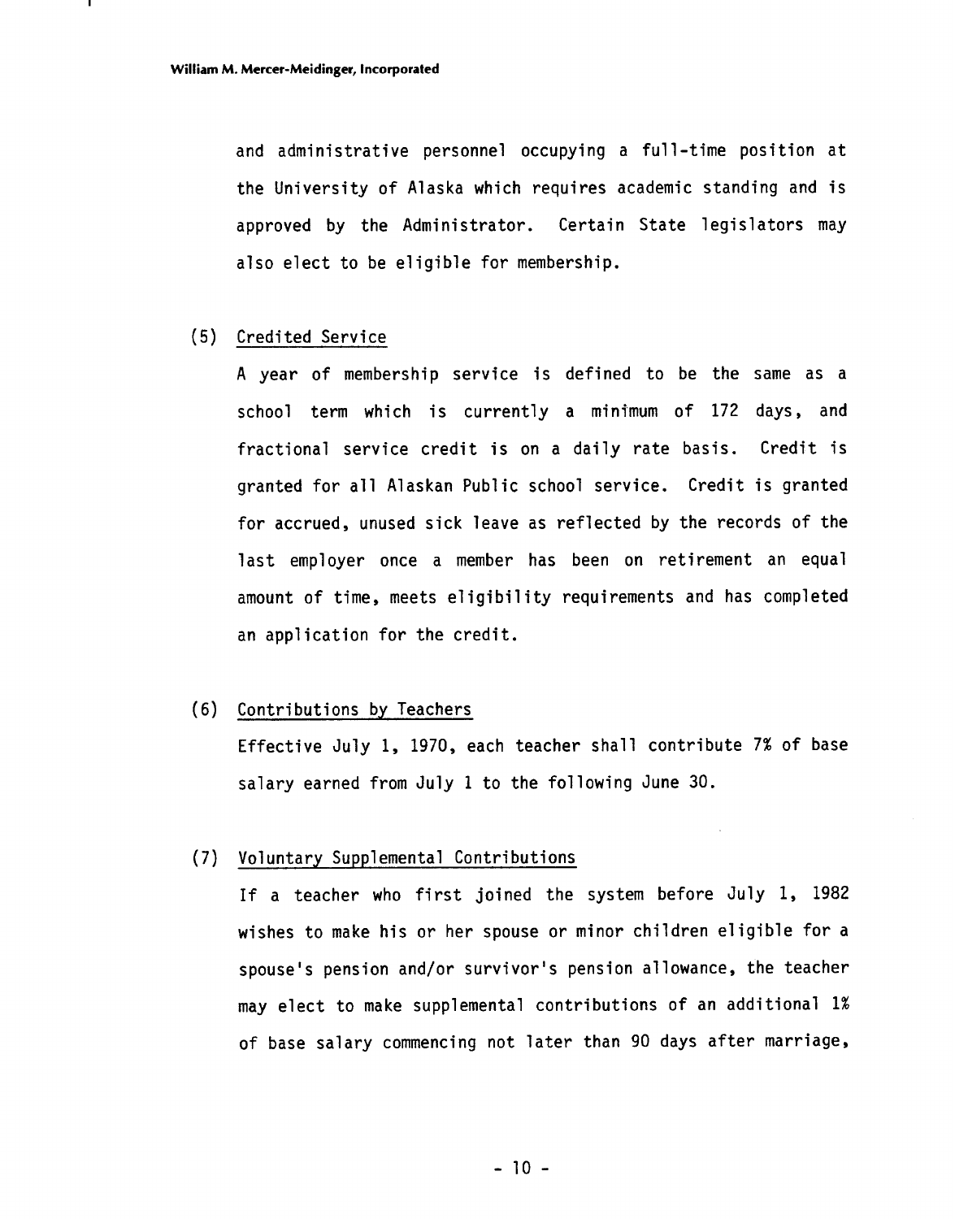and administrative personnel occupying a full-time position at the University of Alaska which requires academic standing and is approved by the Administrator. Certain State legislators may also elect to be eligible for membership.

(5) Credited Service

A year of membership service is defined to be the same as a school term which is currently a minimum of 172 days, and fractional service credit is on a daily rate basis. Credit is granted for all Alaskan Public school service. Credit is granted for accrued, unused sick leave as reflected by the records of the last employer once a member has been on retirement an equal amount of time, meets eligibility requirements and has completed an application for the credit.

(6) Contributions by Teachers

Effective July 1, 1970, each teacher shall contribute 7% of base salary earned from July 1 to the following June 30.

(7) Voluntary Supplemental Contributions

If a teacher who first joined the system before July 1, 1982 wishes to make his or her spouse or minor children eligible for a spouse's pension and/or survivor's pension allowance, the teacher may elect to make supplemental contributions of an additional 1% of base salary commencing not later than 90 days after marriage,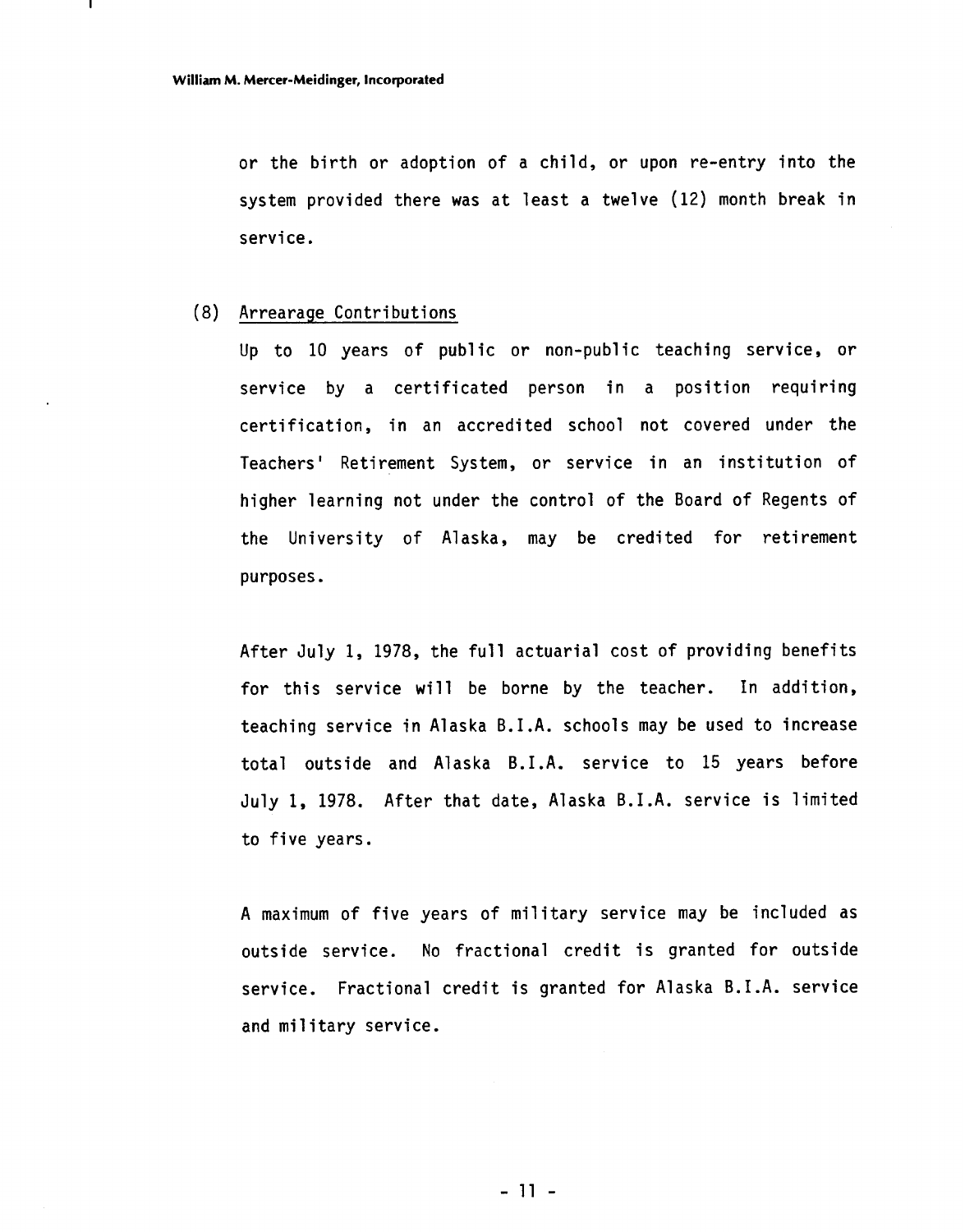or the birth or adoption of a child, or upon re-entry into the system provided there was at least a twelve (12) month break in service.

(8) Arrearage Contributions

Up to 10 years of public or non-public teaching service, or service by a certificated person in a position requiring certification, in an accredited school not covered under the Teachers' Retirement System, or service in an institution of higher learning not under the control of the Board of Regents of the University of Alaska, may be credited for retirement purposes.

After July 1, 1978, the full actuarial cost of providing benefits for this service will be borne by the teacher. In addition, teaching service in Alaska B.I.A. schools may be used to increase total outside and Alaska B.I.A. service to 15 years before July 1, 1978. After that date, Alaska B.I.A. service is limited to five years.

A maximum of five years of military service may be included as outside service. No fractional credit is granted for outside service. Fractional credit is granted for Alaska B.I.A. service and military service.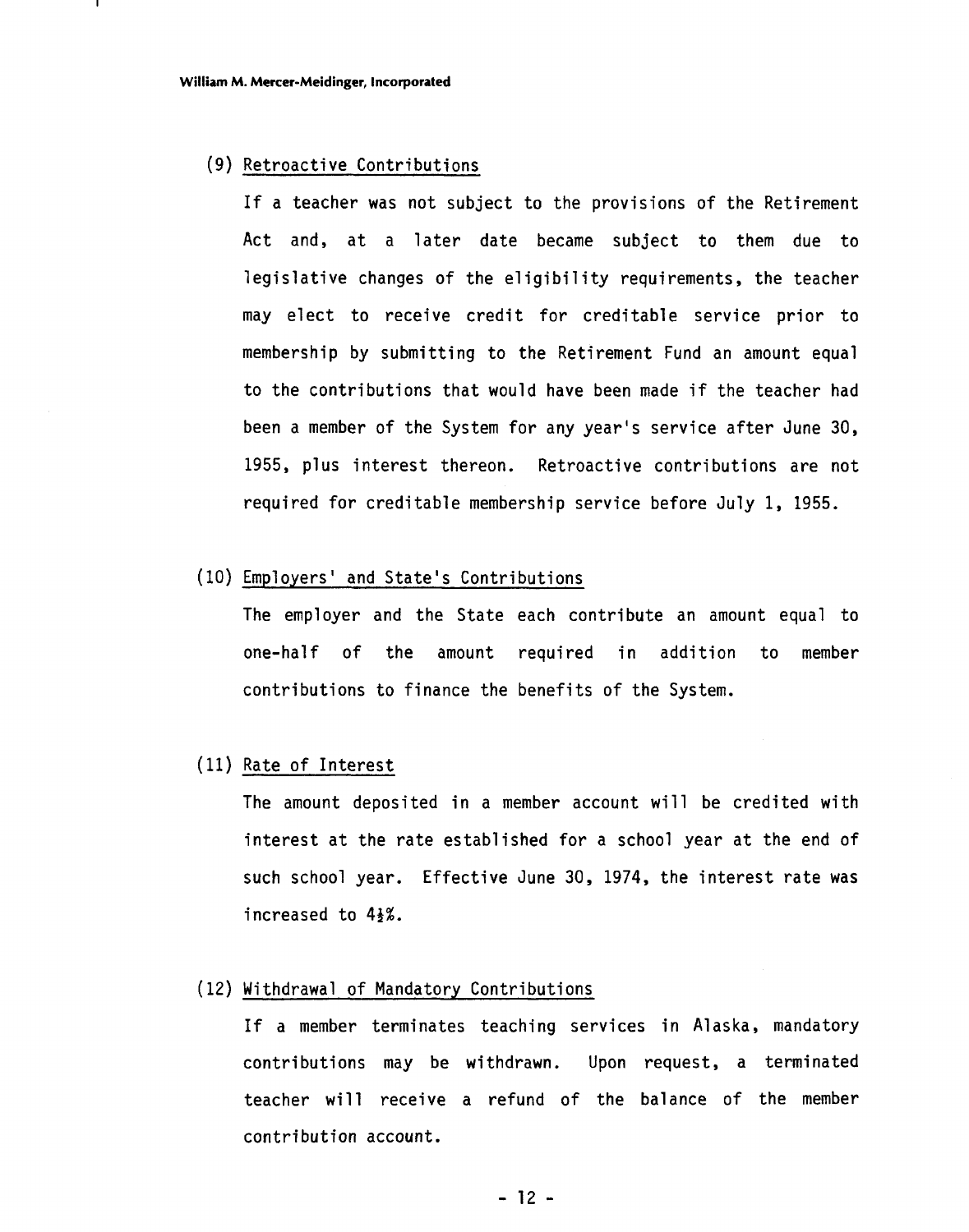(9) Retroactive Contributions

If a teacher was not subject to the provisions of the Retirement Act and, at a later date became subject to them due to legislative changes of the eligibility requirements, the teacher may elect to receive credit for creditable service prior to membership by submitting to the Retirement Fund an amount equal to the contributions that would have been made if the teacher had been a member of the System for any year's service after June 30, 1955, plus interest thereon. Retroactive contributions are not required for creditable membership service before July 1, 1955.

(10) Employers' and State's Contributions

The employer and the State each contribute an amount equal to one-half of the amount required in addition to member contributions to finance the benefits of the System.

(11) Rate of Interest

The amount deposited in a member account will be credited with interest at the rate established for a school year at the end of such school year. Effective June 30, 1974, the interest rate was increased to 4½%.

(12) Withdrawal of Mandatory Contributions

If a member terminates teaching services in Alaska, mandatory contributions may be withdrawn. Upon request, a terminated teacher will receive a refund of the balance of the member contribution account.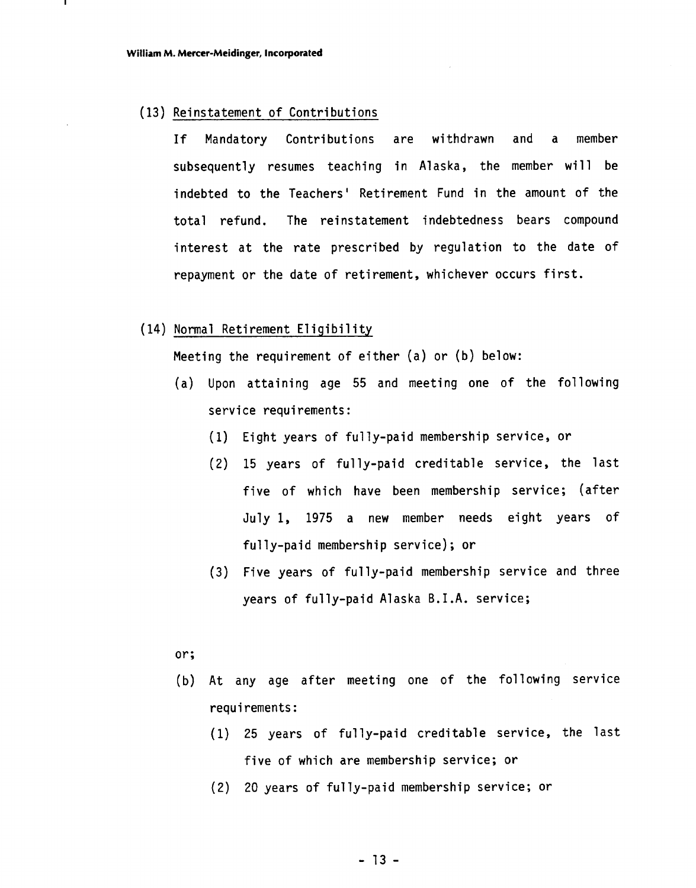(13) Reinstatement of Contributions

If Mandatory Contributions are withdrawn and a member subsequently resumes teaching in Alaska, the member will be indebted to the Teachers' Retirement Fund in the amount of the total refund. The reinstatement indebtedness bears compound interest at the rate prescribed by regulation to the date of repayment or the date of retirement, whichever occurs first.

(14) Normal Retirement Eligibility

Meeting the requirement of either (a) or (b) below:

(a) Upon attaining age 55 and meeting one of the following service requirements:
   (1) Eight years of fully-paid membership service, or
   (2) 15 years of fully-paid creditable service, the last five of which have been membership service; (after July 1, 1975 a new member needs eight years of fully-paid membership service); or
   (3) Five years of fully-paid membership service and three years of fully-paid Alaska B.I.A. service;

or;

(b) At any age after meeting one of the following service requirements:
   (1) 25 years of fully-paid creditable service, the last five of which are membership service; or
   (2) 20 years of fully-paid membership service; or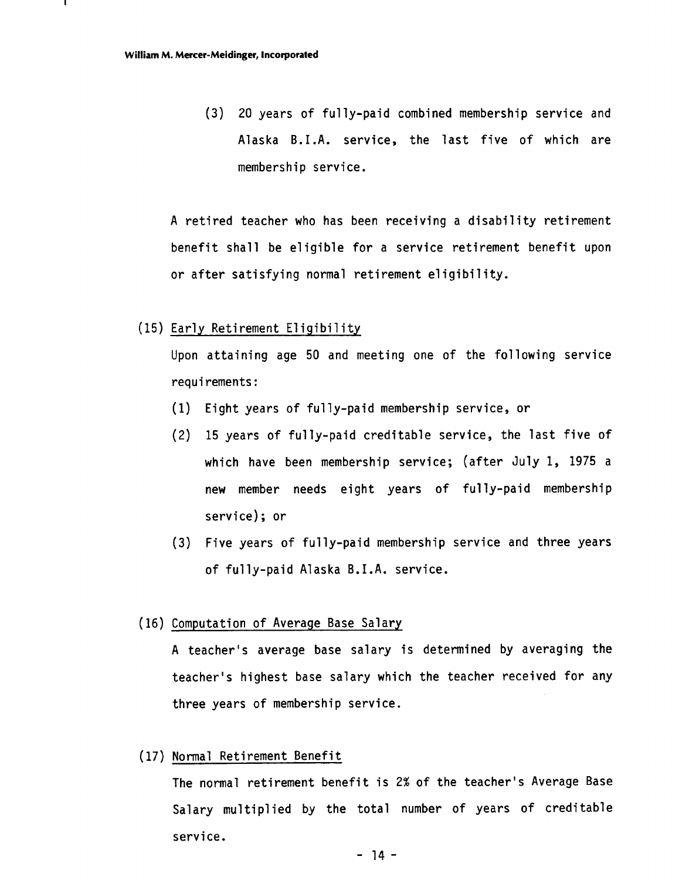(3) 20 years of fully-paid combined membership service and Alaska B.I.A. service, the last five of which are membership service.

A retired teacher who has been receiving a disability retirement benefit shall be eligible for a service retirement benefit upon or after satisfying normal retirement eligibility.

(15) <u>Early Retirement Eligibility</u>

Upon attaining age 50 and meeting one of the following service requirements:

(1) Eight years of fully-paid membership service, or

(2) 15 years of fully-paid creditable service, the last five of which have been membership service; (after July 1, 1975 a new member needs eight years of fully-paid membership service); or

(3) Five years of fully-paid membership service and three years of fully-paid Alaska B.I.A. service.

(16) <u>Computation of Average Base Salary</u>

A teacher's average base salary is determined by averaging the teacher's highest base salary which the teacher received for any three years of membership service.

(17) <u>Normal Retirement Benefit</u>

The normal retirement benefit is 2% of the teacher's Average Base Salary multiplied by the total number of years of creditable service.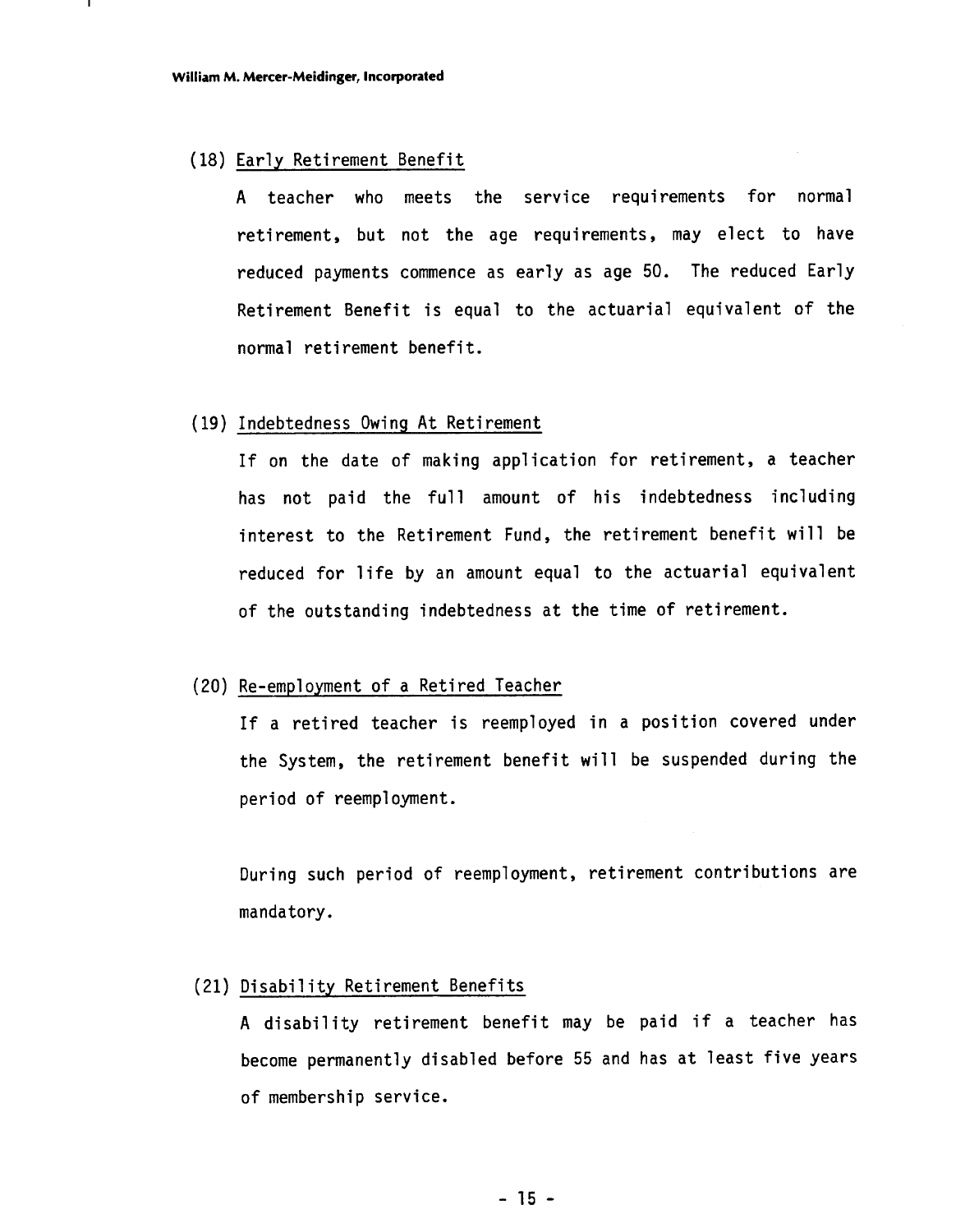(18) Early Retirement Benefit

A teacher who meets the service requirements for normal retirement, but not the age requirements, may elect to have reduced payments commence as early as age 50. The reduced Early Retirement Benefit is equal to the actuarial equivalent of the normal retirement benefit.

(19) Indebtedness Owing At Retirement

If on the date of making application for retirement, a teacher has not paid the full amount of his indebtedness including interest to the Retirement Fund, the retirement benefit will be reduced for life by an amount equal to the actuarial equivalent of the outstanding indebtedness at the time of retirement.

(20) Re-employment of a Retired Teacher

If a retired teacher is reemployed in a position covered under the System, the retirement benefit will be suspended during the period of reemployment.

During such period of reemployment, retirement contributions are mandatory.

(21) Disability Retirement Benefits

A disability retirement benefit may be paid if a teacher has become permanently disabled before 55 and has at least five years of membership service.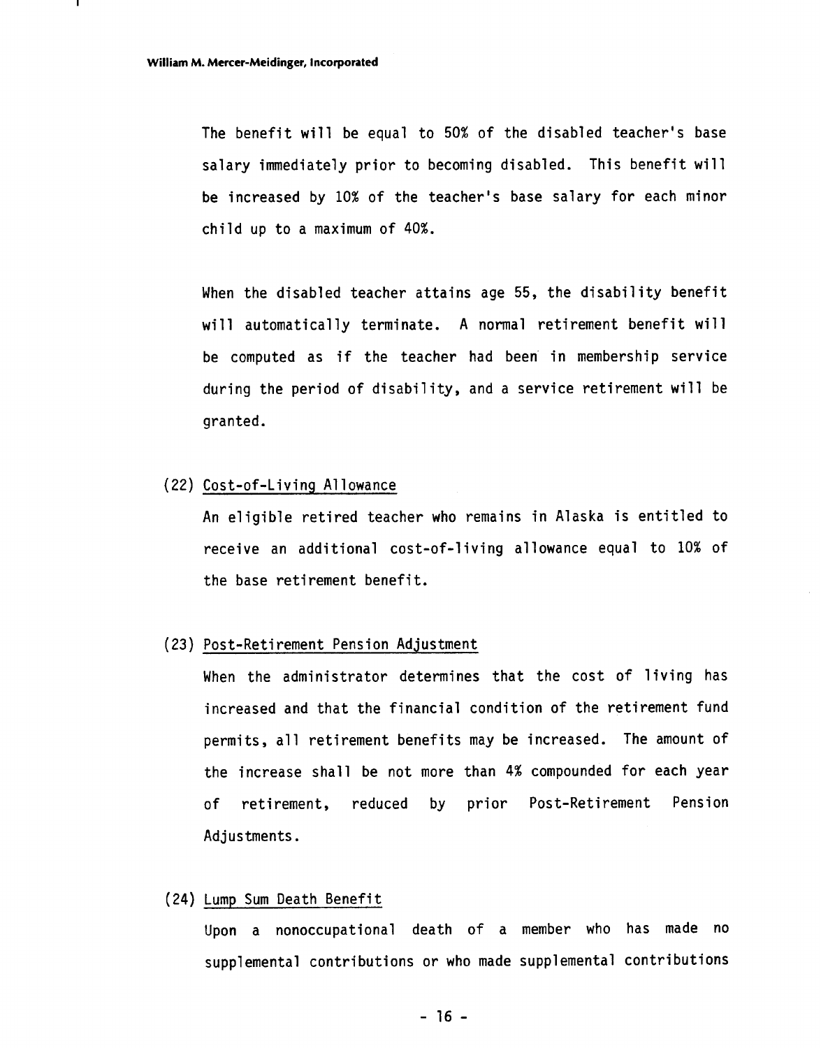The benefit will be equal to 50% of the disabled teacher's base salary immediately prior to becoming disabled. This benefit will be increased by 10% of the teacher's base salary for each minor child up to a maximum of 40%.

When the disabled teacher attains age 55, the disability benefit will automatically terminate. A normal retirement benefit will be computed as if the teacher had been in membership service during the period of disability, and a service retirement will be granted.

(22) Cost-of-Living Allowance

An eligible retired teacher who remains in Alaska is entitled to receive an additional cost-of-living allowance equal to 10% of the base retirement benefit.

(23) Post-Retirement Pension Adjustment

When the administrator determines that the cost of living has increased and that the financial condition of the retirement fund permits, all retirement benefits may be increased. The amount of the increase shall be not more than 4% compounded for each year of retirement, reduced by prior Post-Retirement Pension Adjustments.

(24) Lump Sum Death Benefit

Upon a nonoccupational death of a member who has made no supplemental contributions or who made supplemental contributions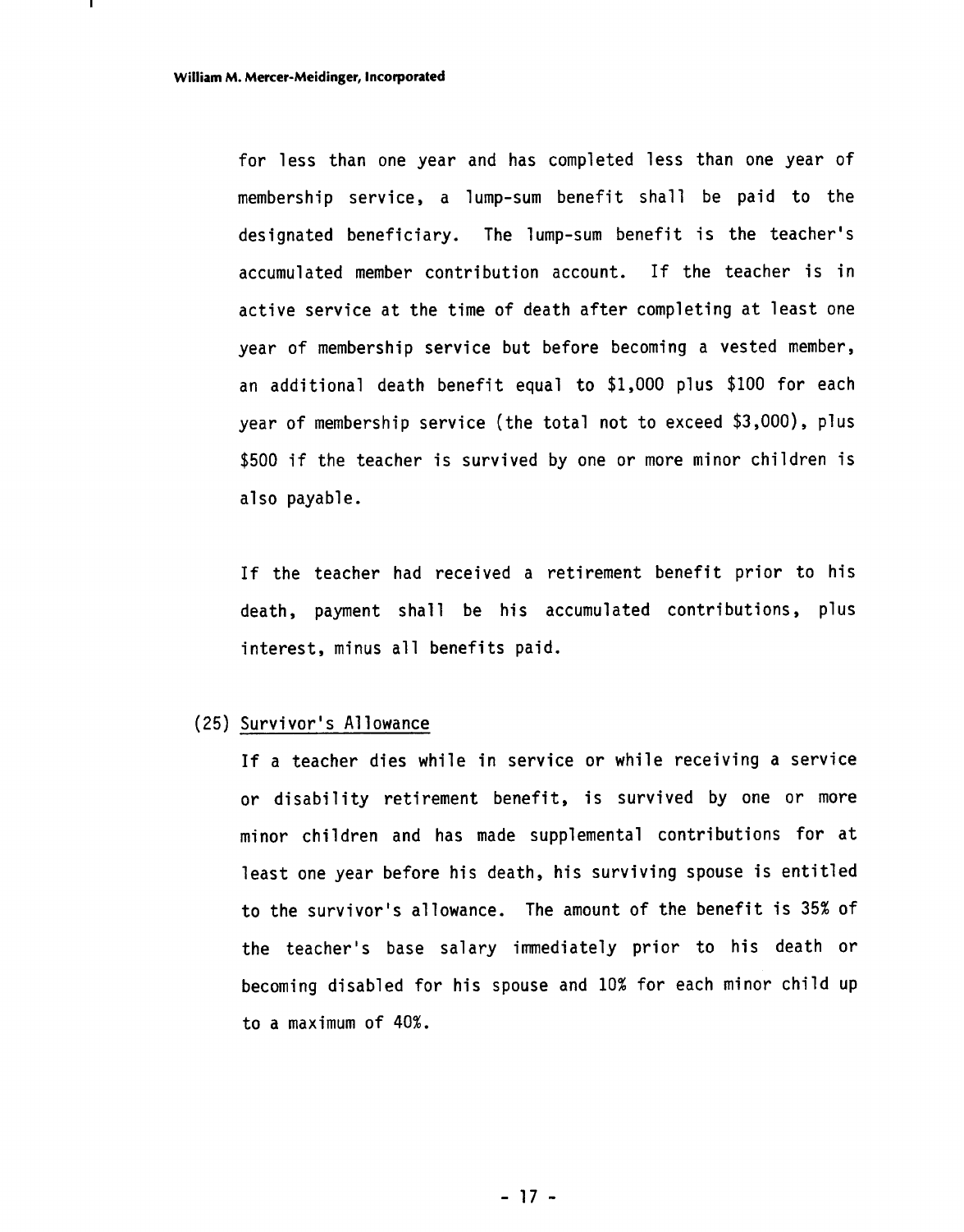for less than one year and has completed less than one year of membership service, a lump-sum benefit shall be paid to the designated beneficiary. The lump-sum benefit is the teacher's accumulated member contribution account. If the teacher is in active service at the time of death after completing at least one year of membership service but before becoming a vested member, an additional death benefit equal to $1,000 plus $100 for each year of membership service (the total not to exceed $3,000), plus $500 if the teacher is survived by one or more minor children is also payable.

If the teacher had received a retirement benefit prior to his death, payment shall be his accumulated contributions, plus interest, minus all benefits paid.

(25) Survivor's Allowance

If a teacher dies while in service or while receiving a service or disability retirement benefit, is survived by one or more minor children and has made supplemental contributions for at least one year before his death, his surviving spouse is entitled to the survivor's allowance. The amount of the benefit is 35% of the teacher's base salary immediately prior to his death or becoming disabled for his spouse and 10% for each minor child up to a maximum of 40%.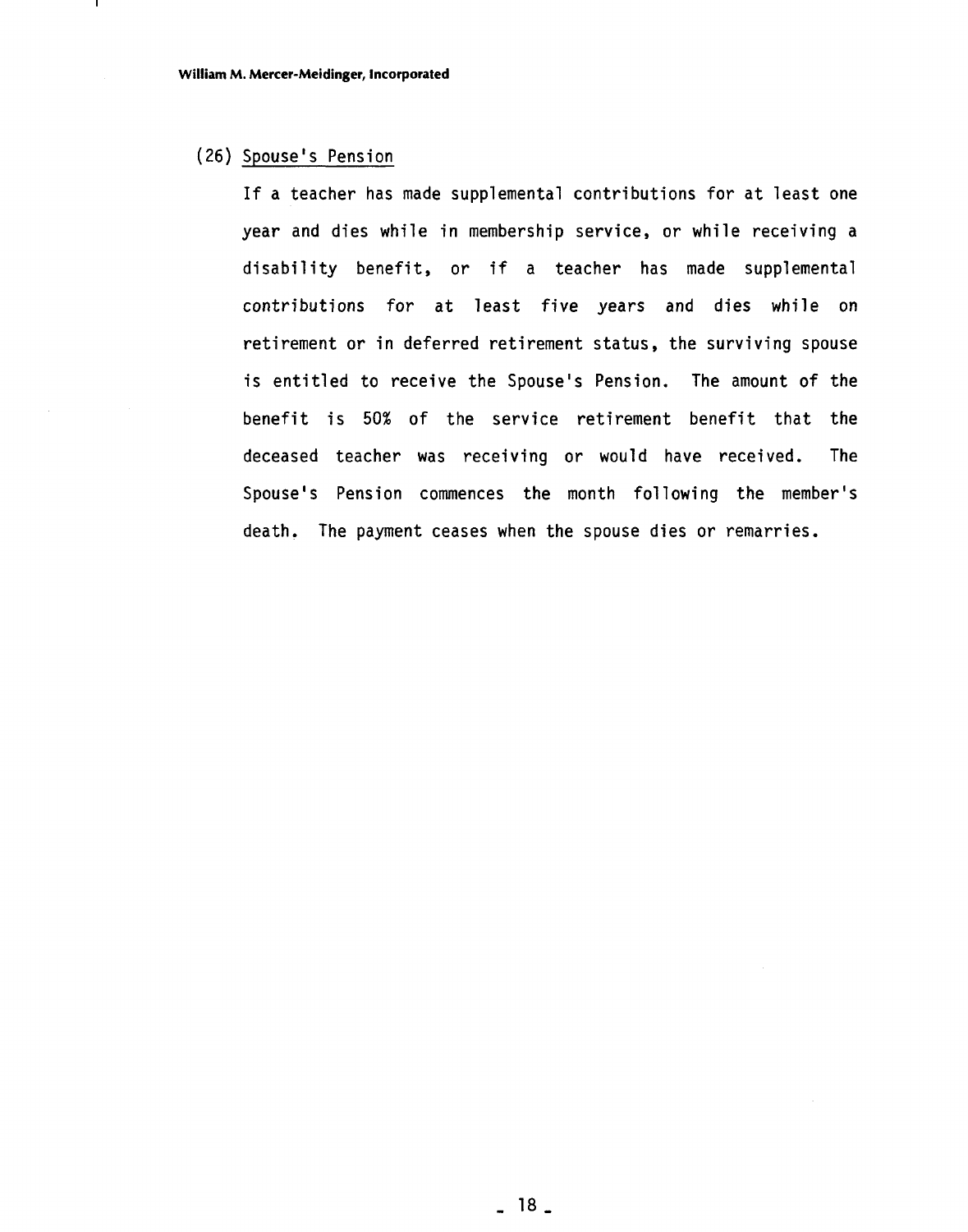(26) <u>Spouse's Pension</u>

If a teacher has made supplemental contributions for at least one year and dies while in membership service, or while receiving a disability benefit, or if a teacher has made supplemental contributions for at least five years and dies while on retirement or in deferred retirement status, the surviving spouse is entitled to receive the Spouse's Pension. The amount of the benefit is 50% of the service retirement benefit that the deceased teacher was receiving or would have received. The Spouse's Pension commences the month following the member's death. The payment ceases when the spouse dies or remarries.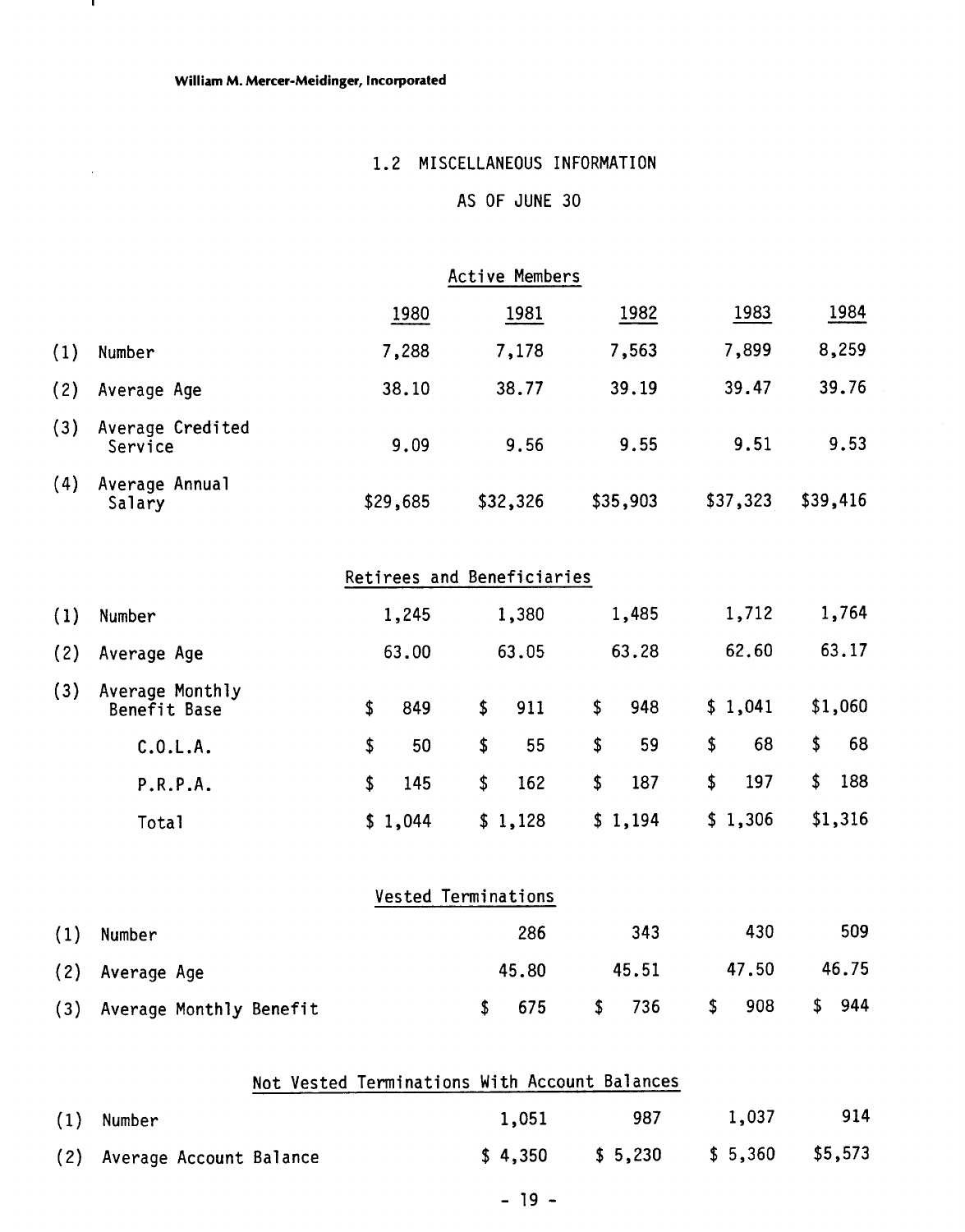## 1.2 MISCELLANEOUS INFORMATION

## AS OF JUNE 30

### Active Members

| | | 1980 | 1981 | 1982 | 1983 | 1984 |
|---|---|---|---|---|---|---|
| (1) | Number | 7,288 | 7,178 | 7,563 | 7,899 | 8,259 |
| (2) | Average Age | 38.10 | 38.77 | 39.19 | 39.47 | 39.76 |
| (3) | Average Credited Service | 9.09 | 9.56 | 9.55 | 9.51 | 9.53 |
| (4) | Average Annual Salary | $29,685 | $32,326 | $35,903 | $37,323 | $39,416 |

### Retirees and Beneficiaries

| | | 1980 | 1981 | 1982 | 1983 | 1984 |
|---|---|---|---|---|---|---|
| (1) | Number | 1,245 | 1,380 | 1,485 | 1,712 | 1,764 |
| (2) | Average Age | 63.00 | 63.05 | 63.28 | 62.60 | 63.17 |
| (3) | Average Monthly Benefit Base | $ 849 | $ 911 | $ 948 | $ 1,041 | $1,060 |
| | C.O.L.A. | $ 50 | $ 55 | $ 59 | $ 68 | $ 68 |
| | P.R.P.A. | $ 145 | $ 162 | $ 187 | $ 197 | $ 188 |
| | Total | $ 1,044 | $ 1,128 | $ 1,194 | $ 1,306 | $1,316 |

### Vested Terminations

| | | 1981 | 1982 | 1983 | 1984 |
|---|---|---|---|---|---|
| (1) | Number | 286 | 343 | 430 | 509 |
| (2) | Average Age | 45.80 | 45.51 | 47.50 | 46.75 |
| (3) | Average Monthly Benefit | $ 675 | $ 736 | $ 908 | $ 944 |

### Not Vested Terminations With Account Balances

| | | 1981 | 1982 | 1983 | 1984 |
|---|---|---|---|---|---|
| (1) | Number | 1,051 | 987 | 1,037 | 914 |
| (2) | Average Account Balance | $ 4,350 | $ 5,230 | $ 5,360 | $5,573 |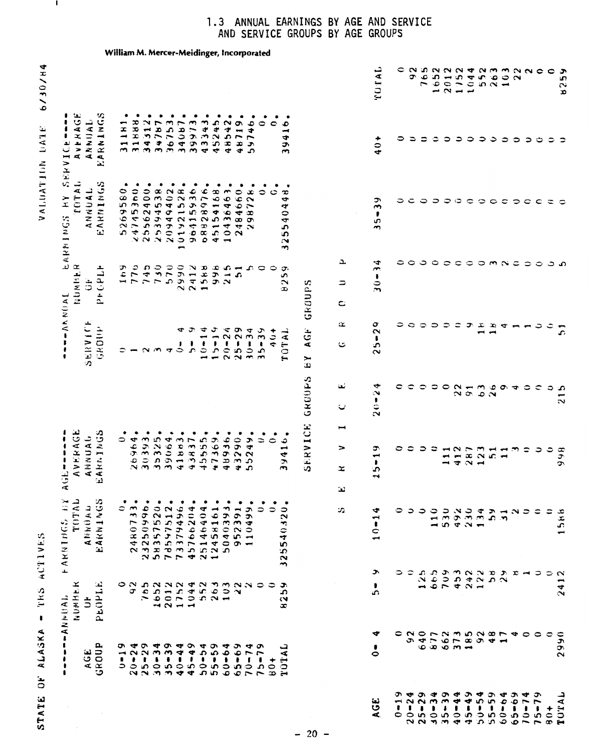# 1.3 ANNUAL EARNINGS BY AGE AND SERVICE AND SERVICE GROUPS BY AGE GROUPS

**William M. Mercer-Meidinger, Incorporated**

STATE OF ALASKA - TRS ACTIVES VALUATION DATE 6/30/84

| ------ANNUAL | EARNINGS BY | AGE------ | |
|---|---|---|---|
| AGE GROUP | NUMBER OF PEOPLE | TOTAL ANNUAL EARNINGS | AVERAGE ANNUAL EARNINGS |
| 0-19 | 0 | 0. | 0. |
| 20-24 | 92 | 2480733. | 26964. |
| 25-29 | 765 | 23250996. | 30393. |
| 30-34 | 1652 | 58357520. | 35325. |
| 35-39 | 2012 | 78597512. | 39064. |
| 40-44 | 1752 | 73379496. | 41883. |
| 45-49 | 1044 | 45766204. | 43837. |
| 50-54 | 552 | 25146404. | 45555. |
| 55-59 | 263 | 12458161. | 47369. |
| 60-64 | 103 | 5040393. | 48936. |
| 65-69 | 22 | 952391. | 43290. |
| 70-74 | 2 | 110499. | 55249. |
| 75-79 | 0 | 0. | 0. |
| 80+ | 0 | 0. | 0. |
| TOTAL | 8259 | 325540320. | 39416. |

| -----ANNUAL | EARNINGS BY | SERVICE----- | |
|---|---|---|---|
| SERVICE GROUP | NUMBER OF PEOPLE | TOTAL ANNUAL EARNINGS | AVERAGE ANNUAL EARNINGS |
| 0 | 169 | 5269580. | 31181. |
| 1 | 776 | 24745360. | 31888. |
| 2 | 745 | 25562400. | 34312. |
| 3 | 730 | 25394538. | 34787. |
| 4 | 570 | 20949402. | 36753. |
| 0- 4 | 2990 | 101921528. | 34087. |
| 5- 9 | 2412 | 96415936. | 39973. |
| 10-14 | 1588 | 68828976. | 43343. |
| 15-19 | 998 | 45154168. | 45245. |
| 20-24 | 215 | 10436463. | 48542. |
| 25-29 | 51 | 2484660. | 48719. |
| 30-34 | 5 | 298728. | 59746. |
| 35-39 | 0 | 0. | 0. |
| 40+ | 0 | 0. | 0. |
| TOTAL | 8259 | 325540448. | 39416. |

## SERVICE GROUPS BY AGE GROUPS

| AGE | S E R V I C E | | | | G R O U P | | | | | |
|---|---|---|---|---|---|---|---|---|---|---|
| | 0- 4 | 5- 9 | 10-14 | 15-19 | 20-24 | 25-29 | 30-34 | 35-39 | 40+ | TOTAL |
| 0-19 | 0 | 0 | 0 | 0 | 0 | 0 | 0 | 0 | 0 | 0 |
| 20-24 | 92 | 0 | 0 | 0 | 0 | 0 | 0 | 0 | 0 | 92 |
| 25-29 | 640 | 125 | 0 | 0 | 0 | 0 | 0 | 0 | 0 | 765 |
| 30-34 | 877 | 665 | 110 | 0 | 0 | 0 | 0 | 0 | 0 | 1652 |
| 35-39 | 662 | 709 | 530 | 111 | 0 | 0 | 0 | 0 | 0 | 2012 |
| 40-44 | 373 | 453 | 492 | 412 | 22 | 0 | 0 | 0 | 0 | 1752 |
| 45-49 | 185 | 242 | 230 | 287 | 91 | 9 | 0 | 0 | 0 | 1044 |
| 50-54 | 92 | 122 | 134 | 123 | 63 | 18 | 0 | 0 | 0 | 552 |
| 55-59 | 48 | 58 | 59 | 51 | 26 | 18 | 3 | 0 | 0 | 263 |
| 60-64 | 17 | 29 | 31 | 11 | 9 | 4 | 2 | 0 | 0 | 103 |
| 65-69 | 4 | 8 | 2 | 3 | 4 | 1 | 0 | 0 | 0 | 22 |
| 70-74 | 0 | 1 | 0 | 0 | 0 | 1 | 0 | 0 | 0 | 2 |
| 75-79 | 0 | 0 | 0 | 0 | 0 | 0 | 0 | 0 | 0 | 0 |
| 80+ | 0 | 0 | 0 | 0 | 0 | 0 | 0 | 0 | 0 | 0 |
| TOTAL | 2990 | 2412 | 1588 | 998 | 215 | 51 | 5 | 0 | 0 | 8259 |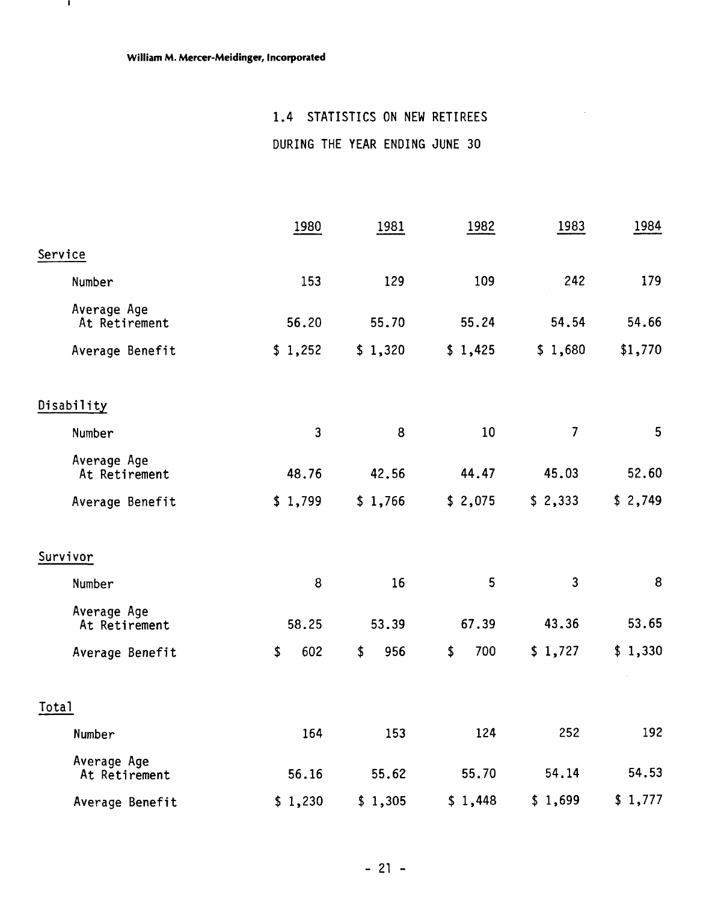## 1.4 STATISTICS ON NEW RETIREES

### DURING THE YEAR ENDING JUNE 30

| | 1980 | 1981 | 1982 | 1983 | 1984 |
|---|---|---|---|---|---|
| **Service** | | | | | |
| Number | 153 | 129 | 109 | 242 | 179 |
| Average Age At Retirement | 56.20 | 55.70 | 55.24 | 54.54 | 54.66 |
| Average Benefit | $ 1,252 | $ 1,320 | $ 1,425 | $ 1,680 | $1,770 |
| **Disability** | | | | | |
| Number | 3 | 8 | 10 | 7 | 5 |
| Average Age At Retirement | 48.76 | 42.56 | 44.47 | 45.03 | 52.60 |
| Average Benefit | $ 1,799 | $ 1,766 | $ 2,075 | $ 2,333 | $ 2,749 |
| **Survivor** | | | | | |
| Number | 8 | 16 | 5 | 3 | 8 |
| Average Age At Retirement | 58.25 | 53.39 | 67.39 | 43.36 | 53.65 |
| Average Benefit | $ 602 | $ 956 | $ 700 | $ 1,727 | $ 1,330 |
| **Total** | | | | | |
| Number | 164 | 153 | 124 | 252 | 192 |
| Average Age At Retirement | 56.16 | 55.62 | 55.70 | 54.14 | 54.53 |
| Average Benefit | $ 1,230 | $ 1,305 | $ 1,448 | $ 1,699 | $ 1,777 |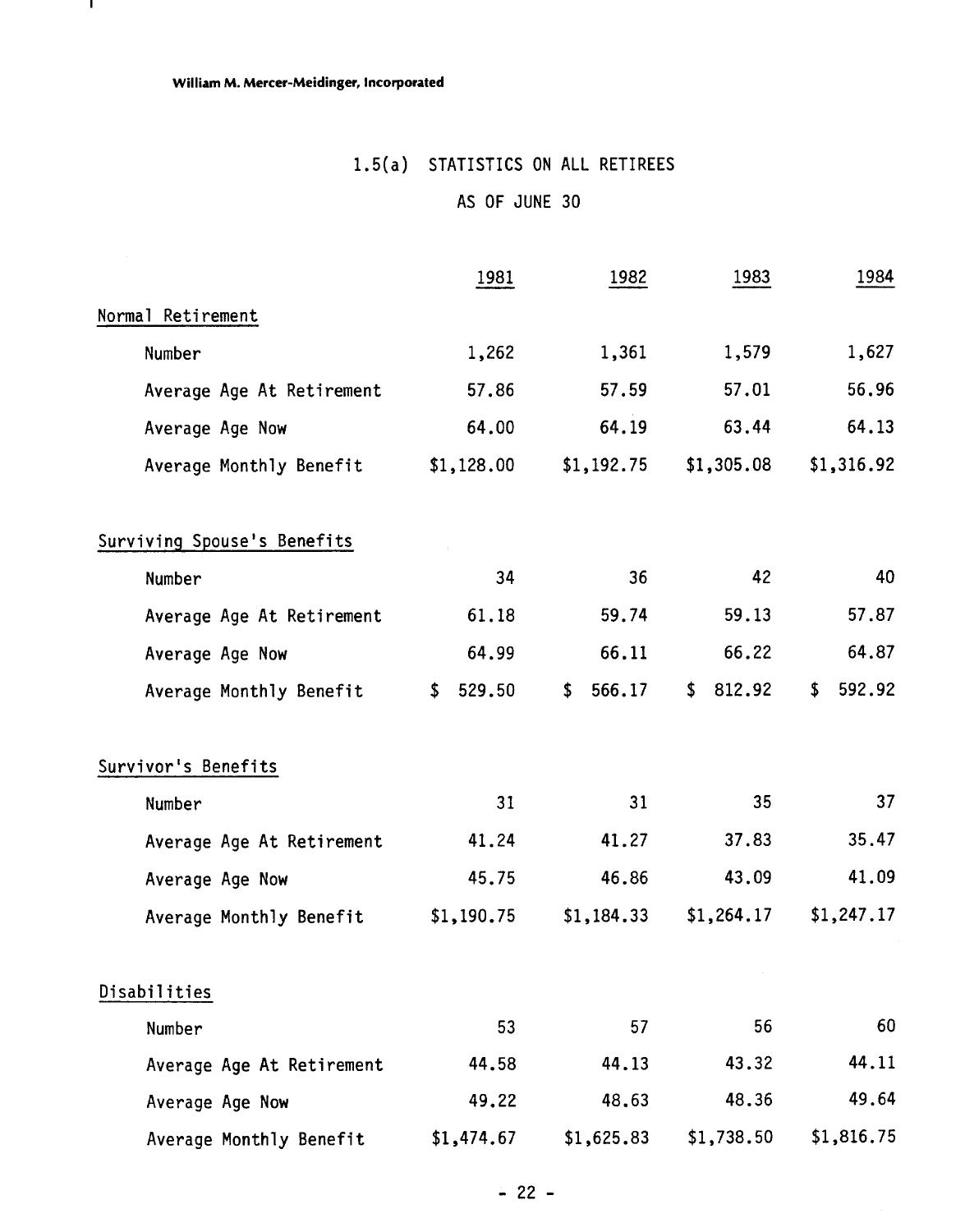William M. Mercer-Meidinger, Incorporated

## 1.5(a) STATISTICS ON ALL RETIREES

### AS OF JUNE 30

| | 1981 | 1982 | 1983 | 1984 |
|---|---|---|---|---|
| **Normal Retirement** | | | | |
| Number | 1,262 | 1,361 | 1,579 | 1,627 |
| Average Age At Retirement | 57.86 | 57.59 | 57.01 | 56.96 |
| Average Age Now | 64.00 | 64.19 | 63.44 | 64.13 |
| Average Monthly Benefit | $1,128.00 | $1,192.75 | $1,305.08 | $1,316.92 |
| **Surviving Spouse's Benefits** | | | | |
| Number | 34 | 36 | 42 | 40 |
| Average Age At Retirement | 61.18 | 59.74 | 59.13 | 57.87 |
| Average Age Now | 64.99 | 66.11 | 66.22 | 64.87 |
| Average Monthly Benefit | $ 529.50 | $ 566.17 | $ 812.92 | $ 592.92 |
| **Survivor's Benefits** | | | | |
| Number | 31 | 31 | 35 | 37 |
| Average Age At Retirement | 41.24 | 41.27 | 37.83 | 35.47 |
| Average Age Now | 45.75 | 46.86 | 43.09 | 41.09 |
| Average Monthly Benefit | $1,190.75 | $1,184.33 | $1,264.17 | $1,247.17 |
| **Disabilities** | | | | |
| Number | 53 | 57 | 56 | 60 |
| Average Age At Retirement | 44.58 | 44.13 | 43.32 | 44.11 |
| Average Age Now | 49.22 | 48.63 | 48.36 | 49.64 |
| Average Monthly Benefit | $1,474.67 | $1,625.83 | $1,738.50 | $1,816.75 |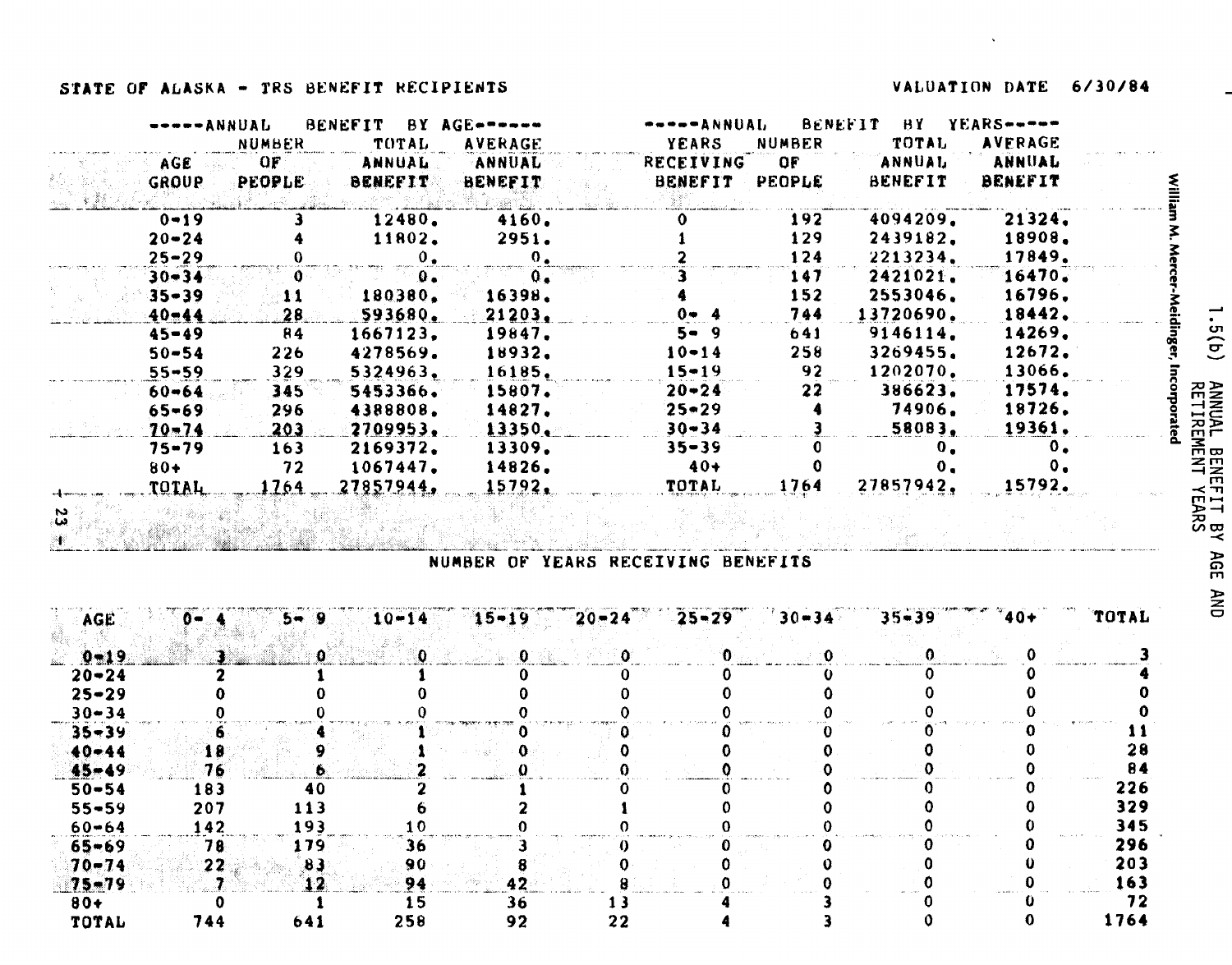STATE OF ALASKA - TRS BENEFIT RECIPIENTS

VALUATION DATE 6/30/84

1.5(b) ANNUAL BENEFIT BY AGE AND RETIREMENT YEARS

| -----ANNUAL BENEFIT BY AGE------ | | | | -----ANNUAL BENEFIT BY YEARS----- | | | |
|---|---|---|---|---|---|---|---|
| AGE GROUP | NUMBER OF PEOPLE | TOTAL ANNUAL BENEFIT | AVERAGE ANNUAL BENEFIT | YEARS RECEIVING BENEFIT | NUMBER OF PEOPLE | TOTAL ANNUAL BENEFIT | AVERAGE ANNUAL BENEFIT |
| 0-19 | 3 | 12480. | 4160. | 0 | 192 | 4094209. | 21324. |
| 20-24 | 4 | 11802. | 2951. | 1 | 129 | 2439182. | 18908. |
| 25-29 | 0 | 0. | 0. | 2 | 124 | 2213234. | 17849. |
| 30-34 | 0 | 0. | 0. | 3 | 147 | 2421021. | 16470. |
| 35-39 | 11 | 180380. | 16398. | 4 | 152 | 2553046. | 16796. |
| 40-44 | 28 | 593680. | 21203. | 0- 4 | 744 | 13720690. | 18442. |
| 45-49 | 84 | 1667123. | 19847. | 5- 9 | 641 | 9146114. | 14269. |
| 50-54 | 226 | 4278569. | 18932. | 10-14 | 258 | 3269455. | 12672. |
| 55-59 | 329 | 5324963. | 16185. | 15-19 | 92 | 1202070. | 13066. |
| 60-64 | 345 | 5453366. | 15807. | 20-24 | 22 | 386623. | 17574. |
| 65-69 | 296 | 4388808. | 14827. | 25-29 | 4 | 74906. | 18726. |
| 70-74 | 203 | 2709953. | 13350. | 30-34 | 3 | 58083. | 19361. |
| 75-79 | 163 | 2169372. | 13309. | 35-39 | 0 | 0. | 0. |
| 80+ | 72 | 1067447. | 14826. | 40+ | 0 | 0. | 0. |
| TOTAL | 1764 | 27857944. | 15792. | TOTAL | 1764 | 27857942. | 15792. |

NUMBER OF YEARS RECEIVING BENEFITS

| AGE | 0- 4 | 5- 9 | 10-14 | 15-19 | 20-24 | 25-29 | 30-34 | 35-39 | 40+ | TOTAL |
|---|---|---|---|---|---|---|---|---|---|---|
| 0-19 | 3 | 0 | 0 | 0 | 0 | 0 | 0 | 0 | 0 | 3 |
| 20-24 | 2 | 1 | 1 | 0 | 0 | 0 | 0 | 0 | 0 | 4 |
| 25-29 | 0 | 0 | 0 | 0 | 0 | 0 | 0 | 0 | 0 | 0 |
| 30-34 | 0 | 0 | 0 | 0 | 0 | 0 | 0 | 0 | 0 | 0 |
| 35-39 | 6 | 4 | 1 | 0 | 0 | 0 | 0 | 0 | 0 | 11 |
| 40-44 | 18 | 9 | 1 | 0 | 0 | 0 | 0 | 0 | 0 | 28 |
| 45-49 | 76 | 6 | 2 | 0 | 0 | 0 | 0 | 0 | 0 | 84 |
| 50-54 | 183 | 40 | 2 | 1 | 0 | 0 | 0 | 0 | 0 | 226 |
| 55-59 | 207 | 113 | 6 | 2 | 1 | 0 | 0 | 0 | 0 | 329 |
| 60-64 | 142 | 193 | 10 | 0 | 0 | 0 | 0 | 0 | 0 | 345 |
| 65-69 | 78 | 179 | 36 | 3 | 0 | 0 | 0 | 0 | 0 | 296 |
| 70-74 | 22 | 83 | 90 | 8 | 0 | 0 | 0 | 0 | 0 | 203 |
| 75-79 | 7 | 12 | 94 | 42 | 8 | 0 | 0 | 0 | 0 | 163 |
| 80+ | 0 | 1 | 15 | 36 | 13 | 4 | 3 | 0 | 0 | 72 |
| TOTAL | 744 | 641 | 258 | 92 | 22 | 4 | 3 | 0 | 0 | 1764 |

William M. Mercer-Meidinger, Incorporated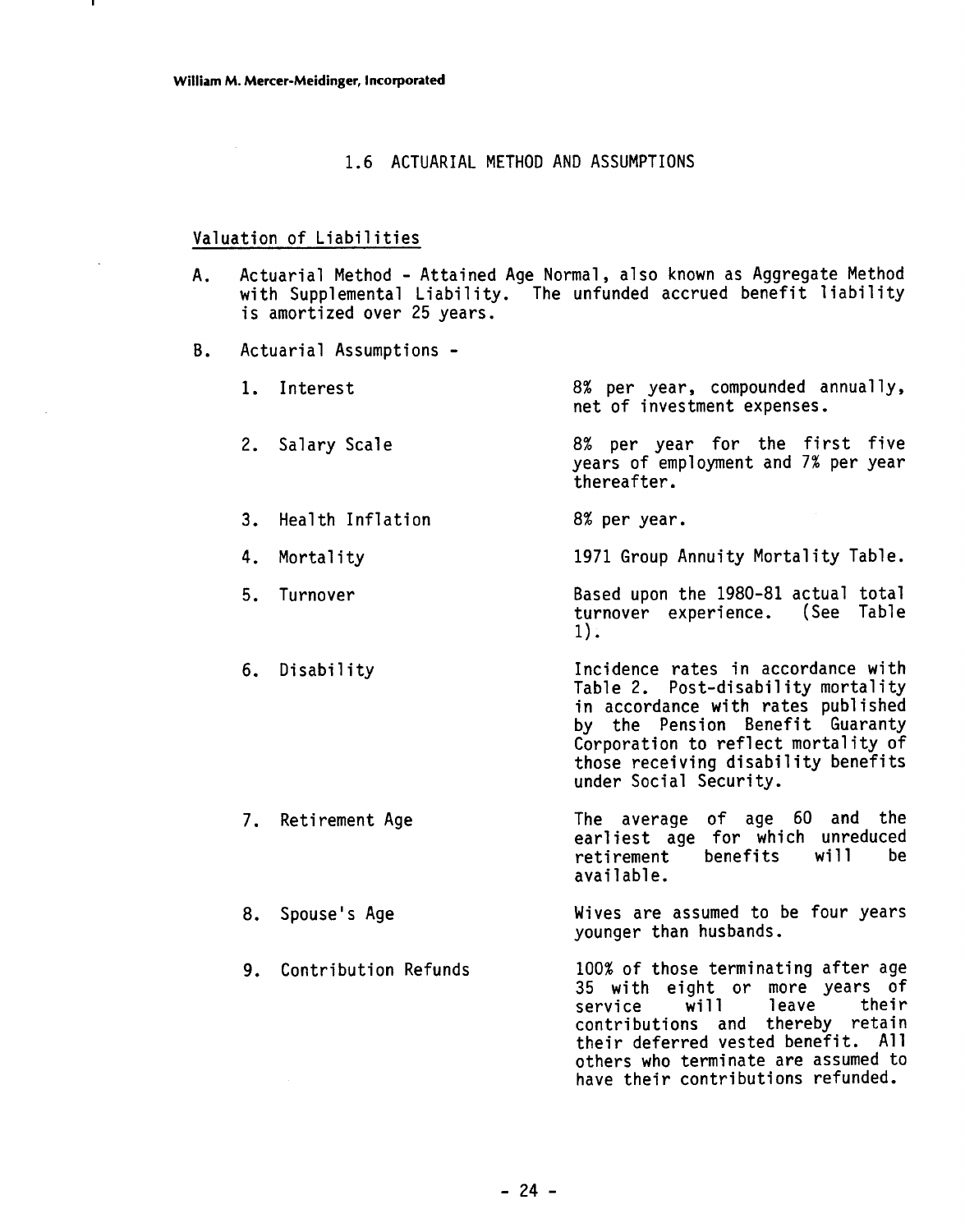## 1.6 ACTUARIAL METHOD AND ASSUMPTIONS

### Valuation of Liabilities

A. Actuarial Method - Attained Age Normal, also known as Aggregate Method with Supplemental Liability. The unfunded accrued benefit liability is amortized over 25 years.

B. Actuarial Assumptions -

| | |
|---|---|
| 1. Interest | 8% per year, compounded annually, net of investment expenses. |
| 2. Salary Scale | 8% per year for the first five years of employment and 7% per year thereafter. |
| 3. Health Inflation | 8% per year. |
| 4. Mortality | 1971 Group Annuity Mortality Table. |
| 5. Turnover | Based upon the 1980-81 actual total turnover experience. (See Table 1). |
| 6. Disability | Incidence rates in accordance with Table 2. Post-disability mortality in accordance with rates published by the Pension Benefit Guaranty Corporation to reflect mortality of those receiving disability benefits under Social Security. |
| 7. Retirement Age | The average of age 60 and the earliest age for which unreduced retirement benefits will be available. |
| 8. Spouse's Age | Wives are assumed to be four years younger than husbands. |
| 9. Contribution Refunds | 100% of those terminating after age 35 with eight or more years of service will leave their contributions and thereby retain their deferred vested benefit. All others who terminate are assumed to have their contributions refunded. |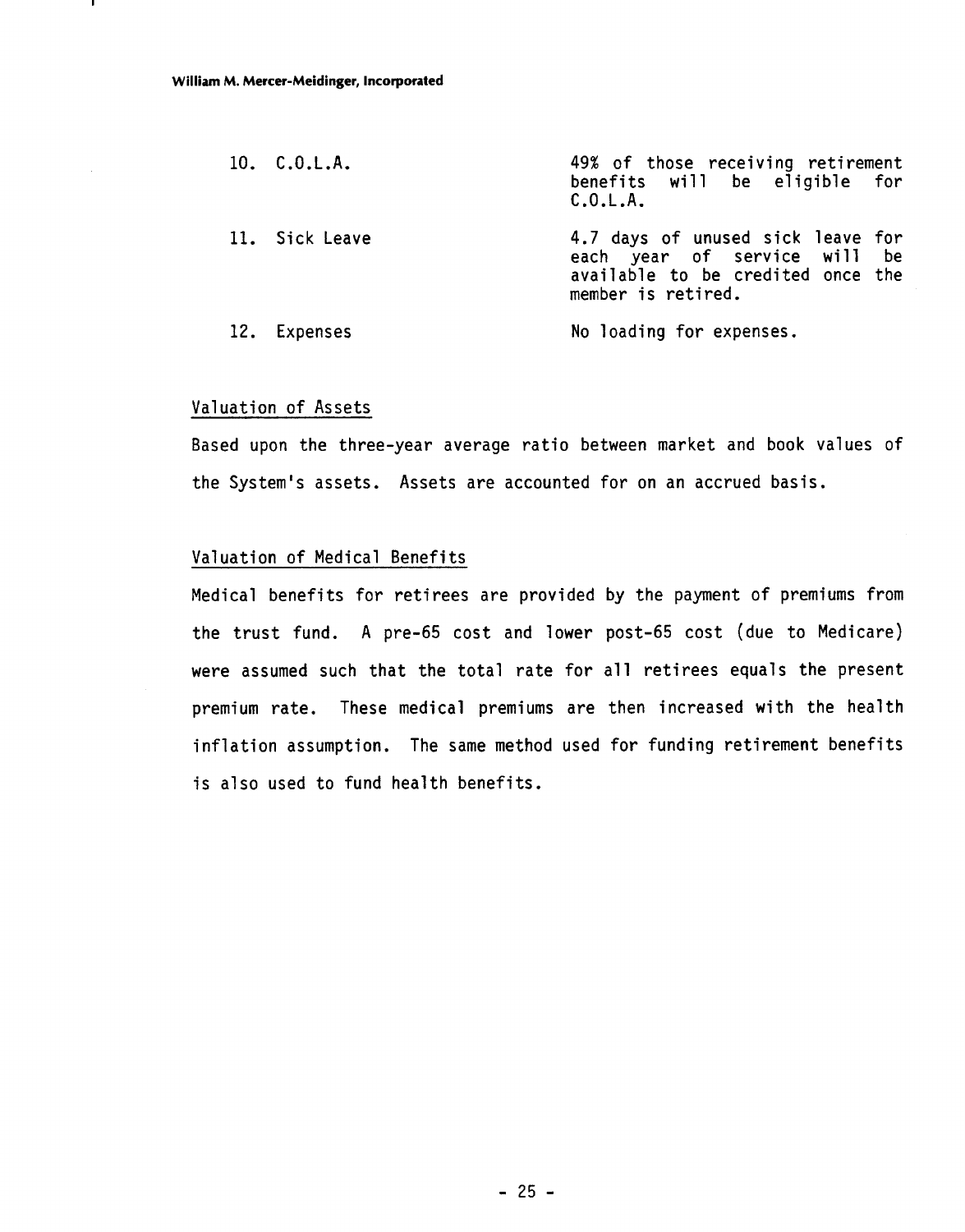| | |
|---|---|
| 10. C.O.L.A. | 49% of those receiving retirement benefits will be eligible for C.O.L.A. |
| 11. Sick Leave | 4.7 days of unused sick leave for each year of service will be available to be credited once the member is retired. |
| 12. Expenses | No loading for expenses. |

Valuation of Assets

Based upon the three-year average ratio between market and book values of the System's assets. Assets are accounted for on an accrued basis.

Valuation of Medical Benefits

Medical benefits for retirees are provided by the payment of premiums from the trust fund. A pre-65 cost and lower post-65 cost (due to Medicare) were assumed such that the total rate for all retirees equals the present premium rate. These medical premiums are then increased with the health inflation assumption. The same method used for funding retirement benefits is also used to fund health benefits.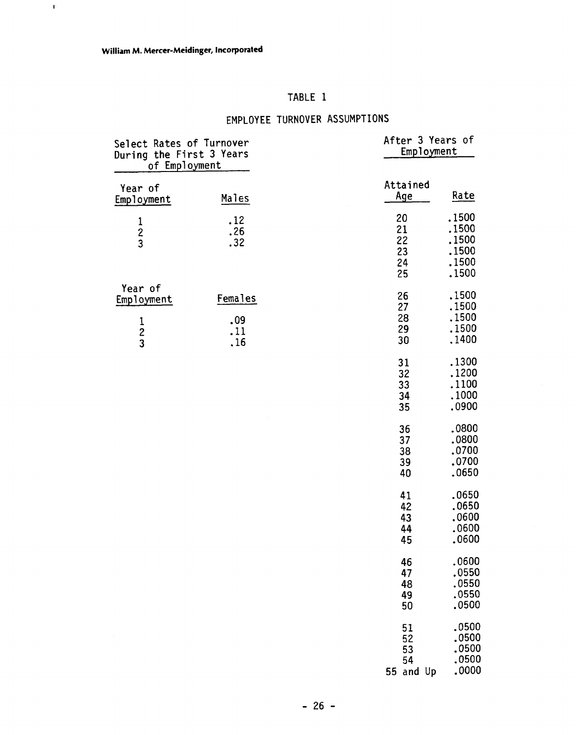William M. Mercer-Meidinger, Incorporated

## TABLE 1

## EMPLOYEE TURNOVER ASSUMPTIONS

**Select Rates of Turnover During the First 3 Years of Employment**

| Year of Employment | Males |
|---|---|
| 1 | .12 |
| 2 | .26 |
| 3 | .32 |

| Year of Employment | Females |
|---|---|
| 1 | .09 |
| 2 | .11 |
| 3 | .16 |

**After 3 Years of Employment**

| Attained Age | Rate |
|---|---|
| 20 | .1500 |
| 21 | .1500 |
| 22 | .1500 |
| 23 | .1500 |
| 24 | .1500 |
| 25 | .1500 |
| 26 | .1500 |
| 27 | .1500 |
| 28 | .1500 |
| 29 | .1500 |
| 30 | .1400 |
| 31 | .1300 |
| 32 | .1200 |
| 33 | .1100 |
| 34 | .1000 |
| 35 | .0900 |
| 36 | .0800 |
| 37 | .0800 |
| 38 | .0700 |
| 39 | .0700 |
| 40 | .0650 |
| 41 | .0650 |
| 42 | .0650 |
| 43 | .0600 |
| 44 | .0600 |
| 45 | .0600 |
| 46 | .0600 |
| 47 | .0550 |
| 48 | .0550 |
| 49 | .0550 |
| 50 | .0500 |
| 51 | .0500 |
| 52 | .0500 |
| 53 | .0500 |
| 54 | .0500 |
| 55 and Up | .0000 |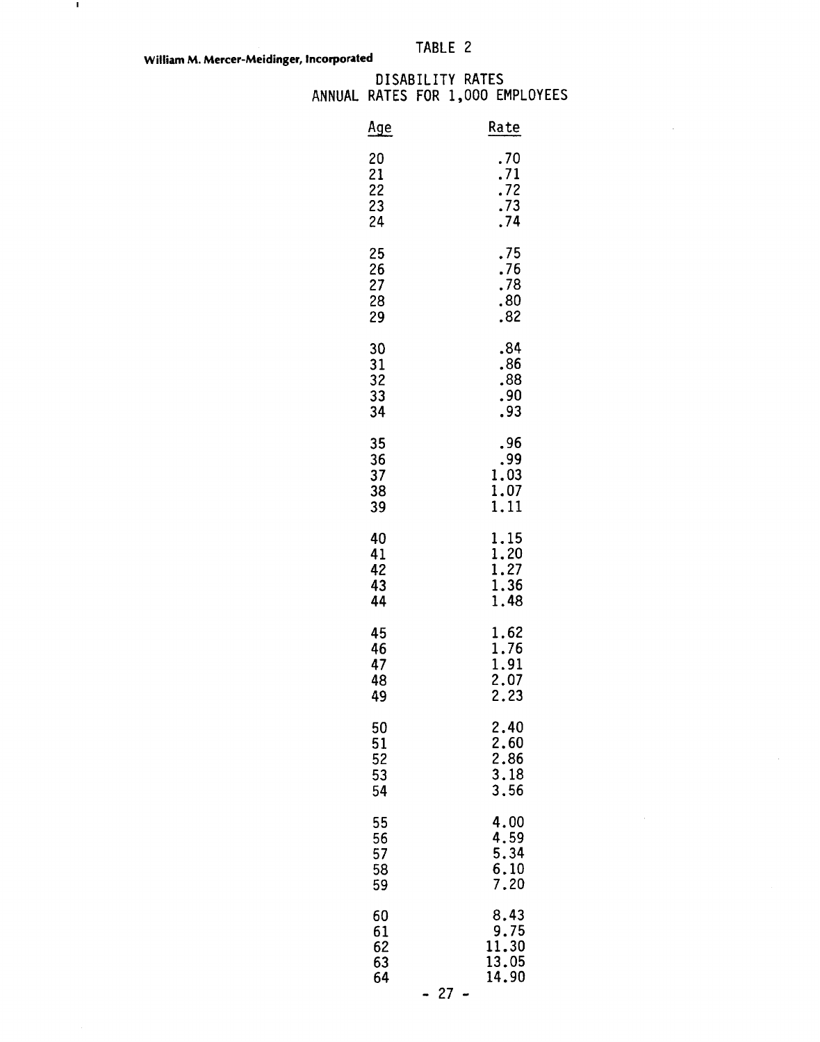William M. Mercer-Meidinger, Incorporated

TABLE 2

DISABILITY RATES
ANNUAL RATES FOR 1,000 EMPLOYEES

| Age | Rate |
|---|---|
| 20 | .70 |
| 21 | .71 |
| 22 | .72 |
| 23 | .73 |
| 24 | .74 |
| 25 | .75 |
| 26 | .76 |
| 27 | .78 |
| 28 | .80 |
| 29 | .82 |
| 30 | .84 |
| 31 | .86 |
| 32 | .88 |
| 33 | .90 |
| 34 | .93 |
| 35 | .96 |
| 36 | .99 |
| 37 | 1.03 |
| 38 | 1.07 |
| 39 | 1.11 |
| 40 | 1.15 |
| 41 | 1.20 |
| 42 | 1.27 |
| 43 | 1.36 |
| 44 | 1.48 |
| 45 | 1.62 |
| 46 | 1.76 |
| 47 | 1.91 |
| 48 | 2.07 |
| 49 | 2.23 |
| 50 | 2.40 |
| 51 | 2.60 |
| 52 | 2.86 |
| 53 | 3.18 |
| 54 | 3.56 |
| 55 | 4.00 |
| 56 | 4.59 |
| 57 | 5.34 |
| 58 | 6.10 |
| 59 | 7.20 |
| 60 | 8.43 |
| 61 | 9.75 |
| 62 | 11.30 |
| 63 | 13.05 |
| 64 | 14.90 |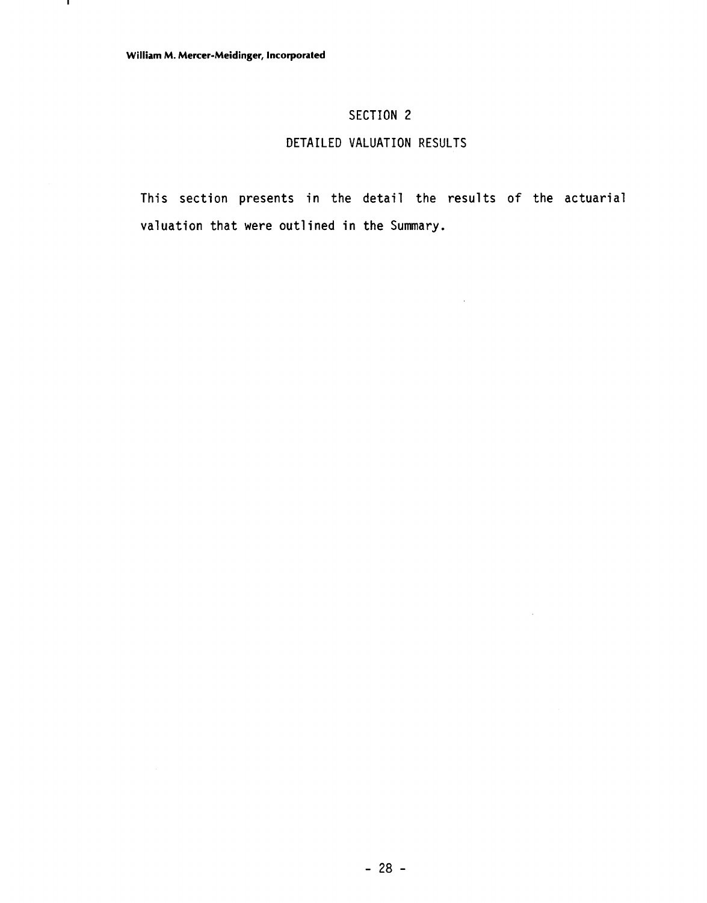# SECTION 2

## DETAILED VALUATION RESULTS

This section presents in the detail the results of the actuarial valuation that were outlined in the Summary.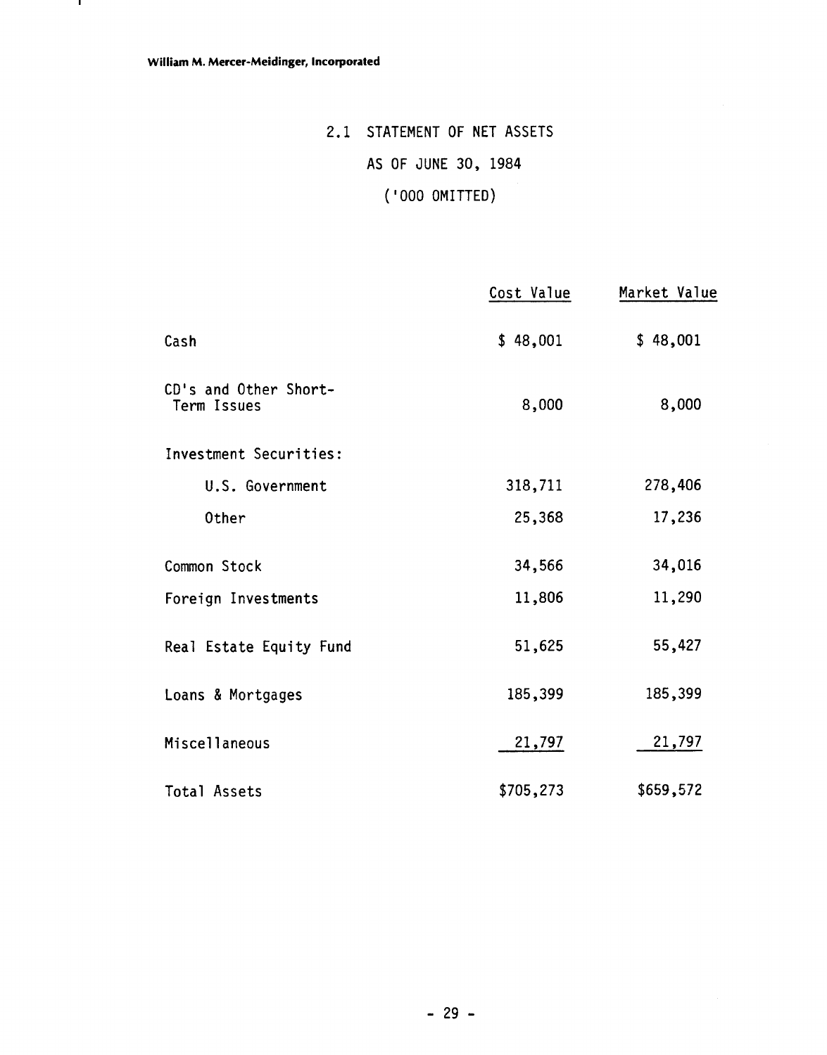## 2.1 STATEMENT OF NET ASSETS

AS OF JUNE 30, 1984

('000 OMITTED)

| | Cost Value | Market Value |
|---|---|---|
| Cash | $ 48,001 | $ 48,001 |
| CD's and Other Short-Term Issues | 8,000 | 8,000 |
| Investment Securities: | | |
| U.S. Government | 318,711 | 278,406 |
| Other | 25,368 | 17,236 |
| Common Stock | 34,566 | 34,016 |
| Foreign Investments | 11,806 | 11,290 |
| Real Estate Equity Fund | 51,625 | 55,427 |
| Loans & Mortgages | 185,399 | 185,399 |
| Miscellaneous | 21,797 | 21,797 |
| Total Assets | $705,273 | $659,572 |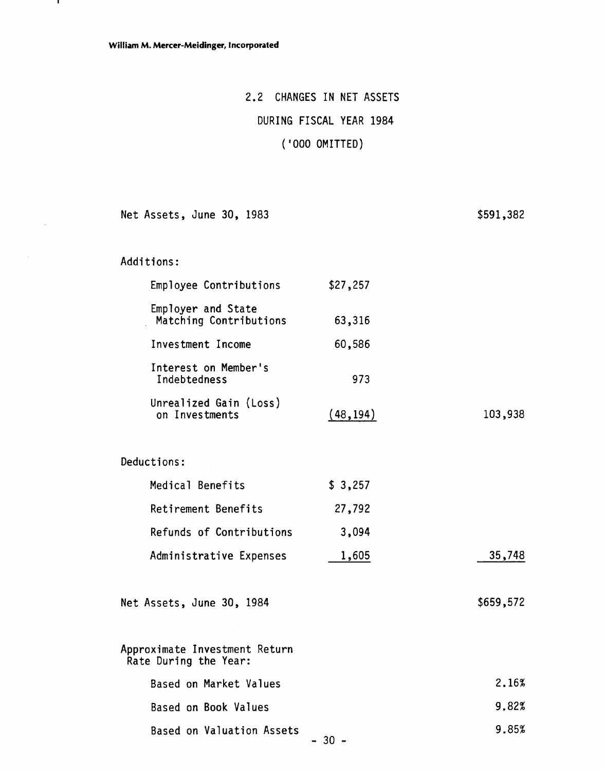## 2.2 CHANGES IN NET ASSETS

## DURING FISCAL YEAR 1984

## ('000 OMITTED)

| | | |
|---|---|---|
| Net Assets, June 30, 1983 | | $591,382 |
| **Additions:** | | |
| Employee Contributions | $27,257 | |
| Employer and State Matching Contributions | 63,316 | |
| Investment Income | 60,586 | |
| Interest on Member's Indebtedness | 973 | |
| Unrealized Gain (Loss) on Investments | (48,194) | 103,938 |
| **Deductions:** | | |
| Medical Benefits | $ 3,257 | |
| Retirement Benefits | 27,792 | |
| Refunds of Contributions | 3,094 | |
| Administrative Expenses | 1,605 | 35,748 |
| Net Assets, June 30, 1984 | | $659,572 |
| Approximate Investment Return Rate During the Year: | | |
| Based on Market Values | | 2.16% |
| Based on Book Values | | 9.82% |
| Based on Valuation Assets | | 9.85% |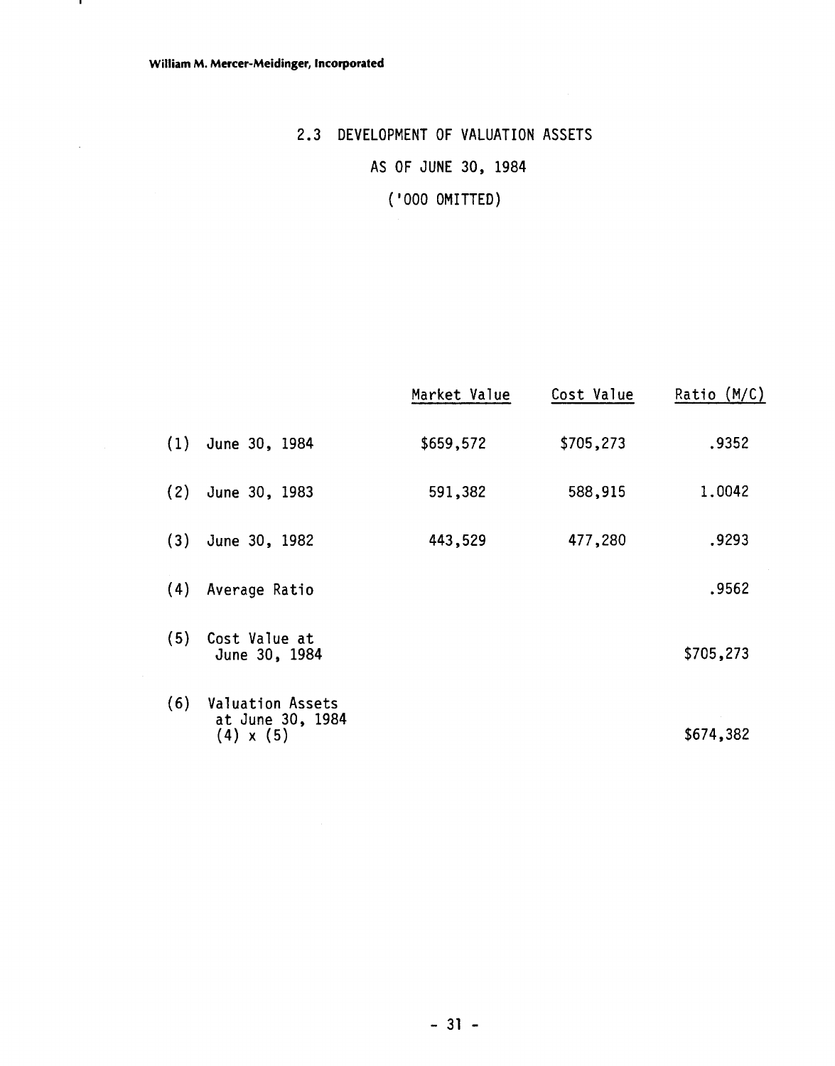## 2.3 DEVELOPMENT OF VALUATION ASSETS

### AS OF JUNE 30, 1984

### ('000 OMITTED)

| | | Market Value | Cost Value | Ratio (M/C) |
|---|---|---|---|---|
| (1) | June 30, 1984 | $659,572 | $705,273 | .9352 |
| (2) | June 30, 1983 | 591,382 | 588,915 | 1.0042 |
| (3) | June 30, 1982 | 443,529 | 477,280 | .9293 |
| (4) | Average Ratio | | | .9562 |
| (5) | Cost Value at June 30, 1984 | | | $705,273 |
| (6) | Valuation Assets at June 30, 1984 (4) x (5) | | | $674,382 |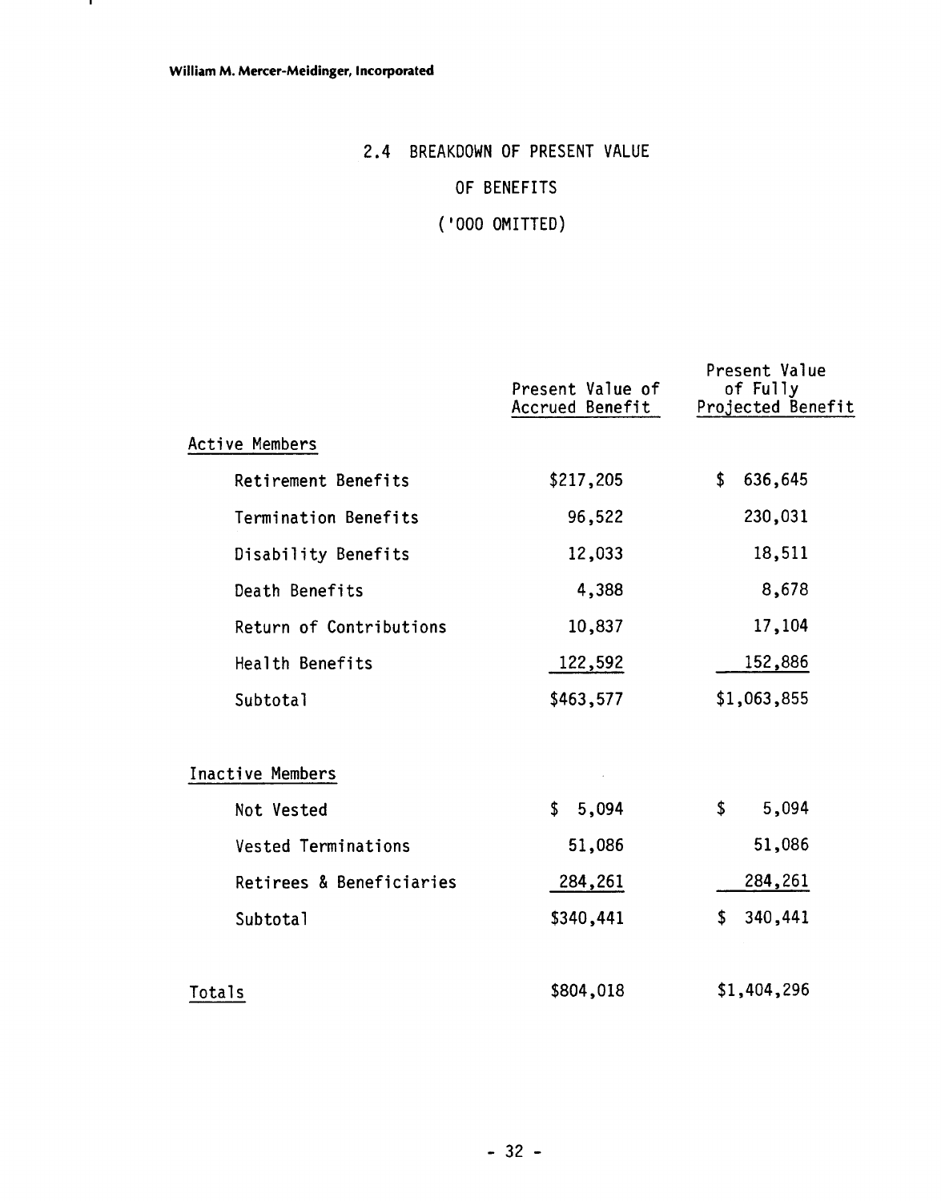## 2.4 BREAKDOWN OF PRESENT VALUE OF BENEFITS

('000 OMITTED)

| | Present Value of Accrued Benefit | Present Value of Fully Projected Benefit |
|---|---|---|
| Active Members | | |
| Retirement Benefits | $217,205 | $ 636,645 |
| Termination Benefits | 96,522 | 230,031 |
| Disability Benefits | 12,033 | 18,511 |
| Death Benefits | 4,388 | 8,678 |
| Return of Contributions | 10,837 | 17,104 |
| Health Benefits | 122,592 | 152,886 |
| Subtotal | $463,577 | $1,063,855 |
| Inactive Members | | |
| Not Vested | $ 5,094 | $ 5,094 |
| Vested Terminations | 51,086 | 51,086 |
| Retirees & Beneficiaries | 284,261 | 284,261 |
| Subtotal | $340,441 | $ 340,441 |
| Totals | $804,018 | $1,404,296 |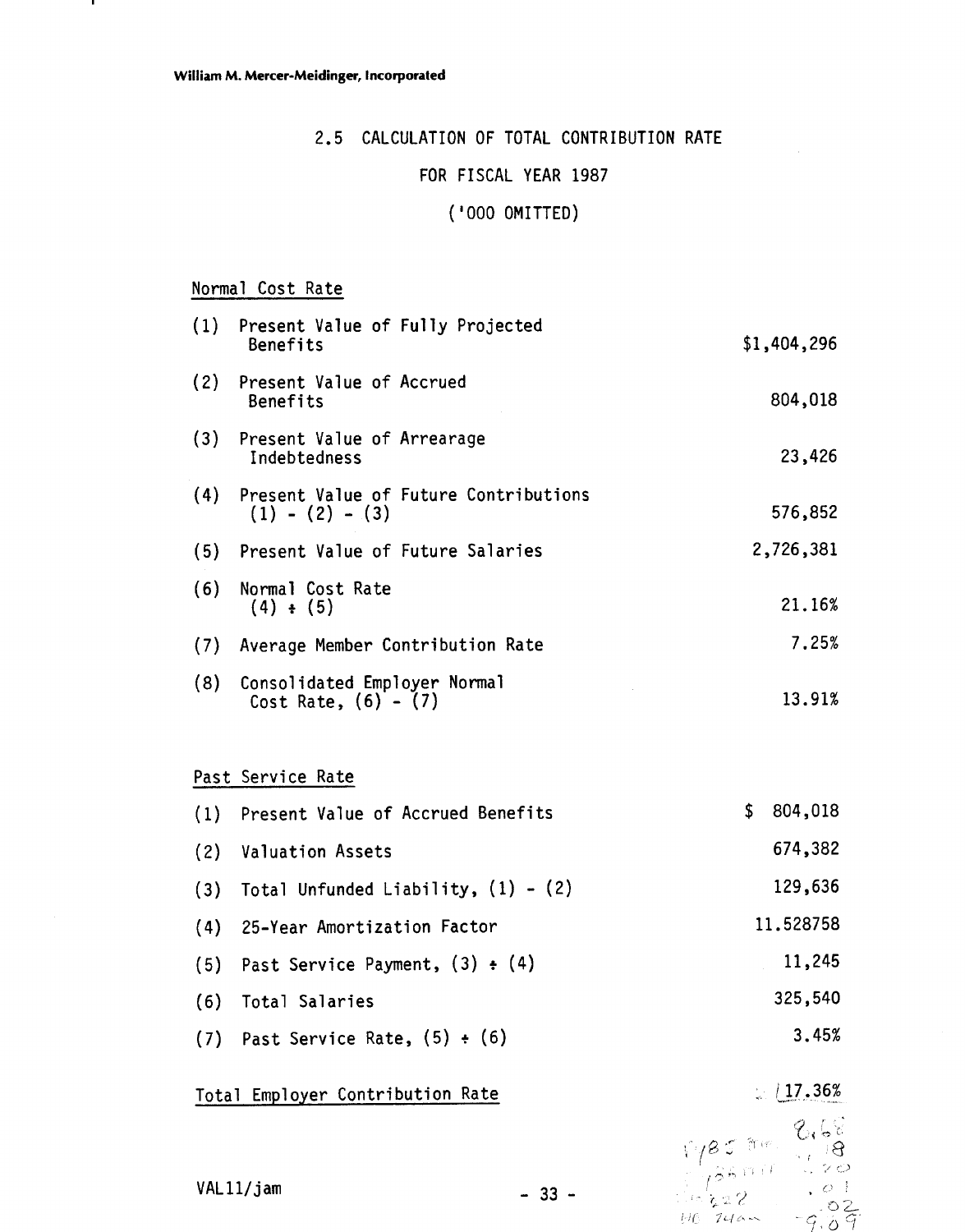William M. Mercer-Meidinger, Incorporated

## 2.5 CALCULATION OF TOTAL CONTRIBUTION RATE

## FOR FISCAL YEAR 1987

## ('000 OMITTED)

### Normal Cost Rate

| | | |
|---|---|---|
| (1) | Present Value of Fully Projected Benefits | $1,404,296 |
| (2) | Present Value of Accrued Benefits | 804,018 |
| (3) | Present Value of Arrearage Indebtedness | 23,426 |
| (4) | Present Value of Future Contributions (1) - (2) - (3) | 576,852 |
| (5) | Present Value of Future Salaries | 2,726,381 |
| (6) | Normal Cost Rate (4) ÷ (5) | 21.16% |
| (7) | Average Member Contribution Rate | 7.25% |
| (8) | Consolidated Employer Normal Cost Rate, (6) - (7) | 13.91% |

### Past Service Rate

| | | |
|---|---|---|
| (1) | Present Value of Accrued Benefits | $ 804,018 |
| (2) | Valuation Assets | 674,382 |
| (3) | Total Unfunded Liability, (1) - (2) | 129,636 |
| (4) | 25-Year Amortization Factor | 11.528758 |
| (5) | Past Service Payment, (3) ÷ (4) | 11,245 |
| (6) | Total Salaries | 325,540 |
| (7) | Past Service Rate, (5) ÷ (6) | 3.45% |

Total Employer Contribution Rate 17.36%

VAL11/jam